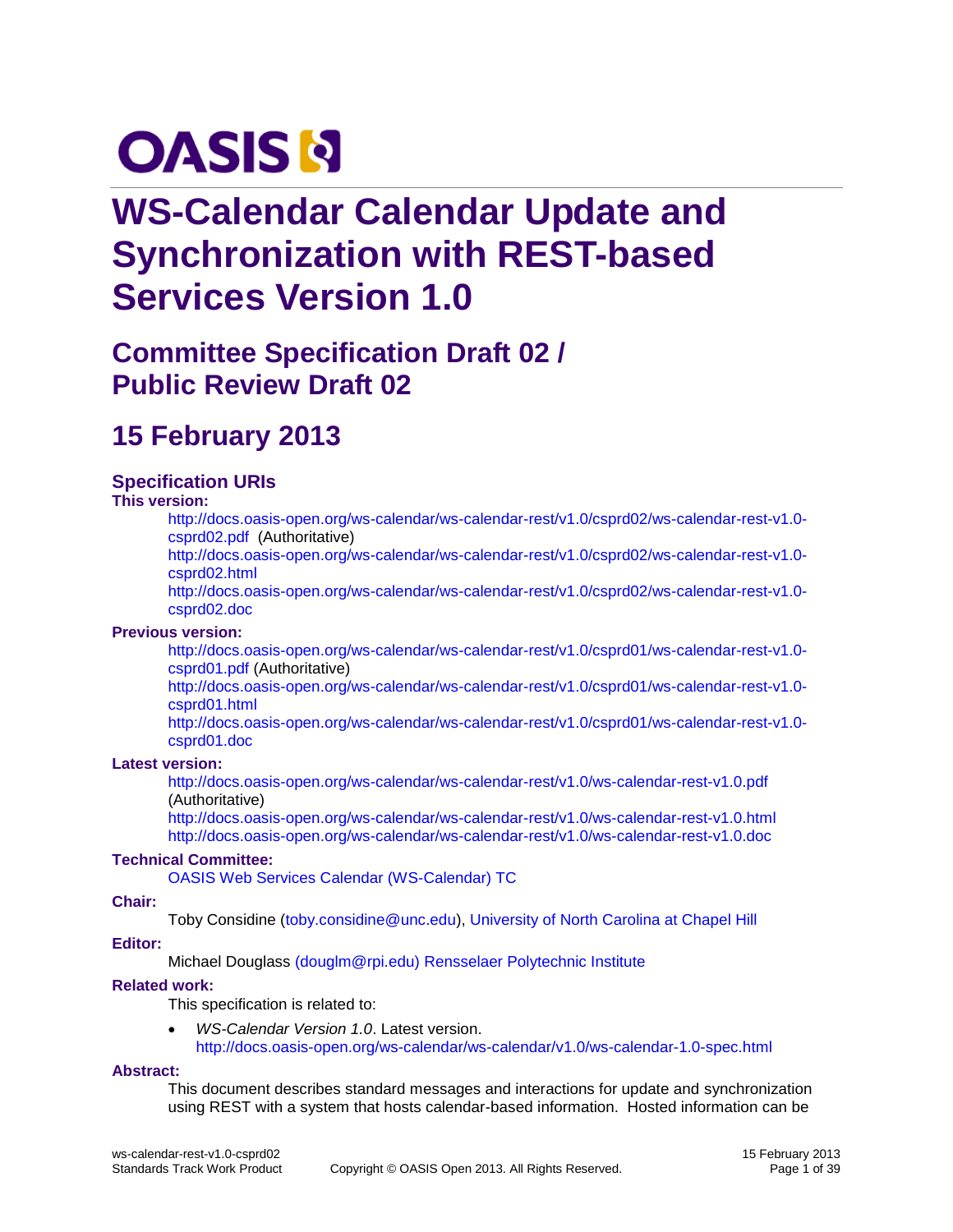OASIS

# WS-Calendar Calendar Update and Synchronization with REST-based Services Version 1.0

## Committee Specification Draft 02 / Public Review Draft 02

## 15 February 2013

### Specification URIs

**This version:**

http://docs.oasis-open.org/ws-calendar/ws-calendar-rest/v1.0/csprd02/ws-calendar-rest-v1.0-csprd02.pdf (Authoritative)
http://docs.oasis-open.org/ws-calendar/ws-calendar-rest/v1.0/csprd02/ws-calendar-rest-v1.0-csprd02.html
http://docs.oasis-open.org/ws-calendar/ws-calendar-rest/v1.0/csprd02/ws-calendar-rest-v1.0-csprd02.doc

**Previous version:**

http://docs.oasis-open.org/ws-calendar/ws-calendar-rest/v1.0/csprd01/ws-calendar-rest-v1.0-csprd01.pdf (Authoritative)
http://docs.oasis-open.org/ws-calendar/ws-calendar-rest/v1.0/csprd01/ws-calendar-rest-v1.0-csprd01.html
http://docs.oasis-open.org/ws-calendar/ws-calendar-rest/v1.0/csprd01/ws-calendar-rest-v1.0-csprd01.doc

**Latest version:**

http://docs.oasis-open.org/ws-calendar/ws-calendar-rest/v1.0/ws-calendar-rest-v1.0.pdf (Authoritative)
http://docs.oasis-open.org/ws-calendar/ws-calendar-rest/v1.0/ws-calendar-rest-v1.0.html
http://docs.oasis-open.org/ws-calendar/ws-calendar-rest/v1.0/ws-calendar-rest-v1.0.doc

**Technical Committee:**

OASIS Web Services Calendar (WS-Calendar) TC

**Chair:**

Toby Considine (toby.considine@unc.edu), University of North Carolina at Chapel Hill

**Editor:**

Michael Douglass (douglm@rpi.edu) Rensselaer Polytechnic Institute

**Related work:**

This specification is related to:

- *WS-Calendar Version 1.0*. Latest version. http://docs.oasis-open.org/ws-calendar/ws-calendar/v1.0/ws-calendar-1.0-spec.html

**Abstract:**

This document describes standard messages and interactions for update and synchronization using REST with a system that hosts calendar-based information. Hosted information can be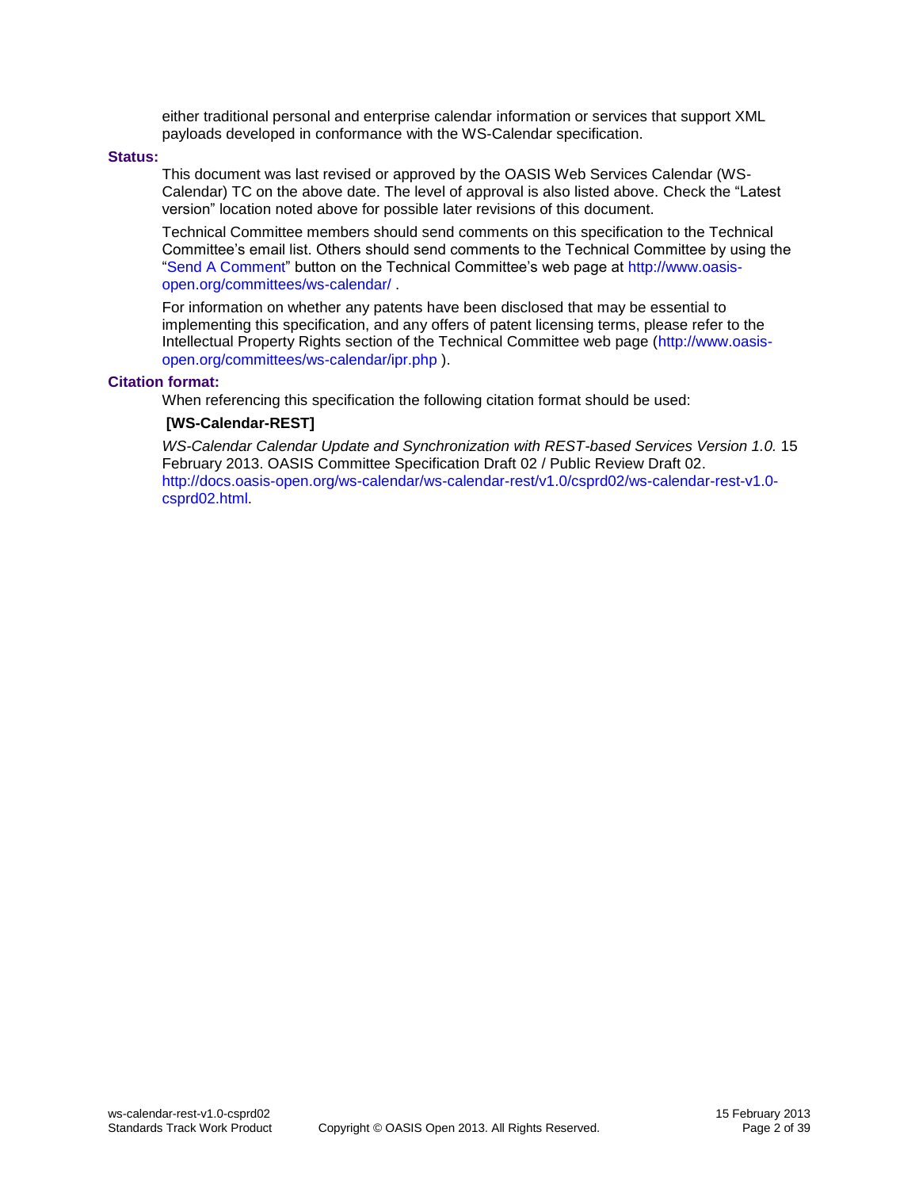either traditional personal and enterprise calendar information or services that support XML payloads developed in conformance with the WS-Calendar specification.

**Status:**

This document was last revised or approved by the OASIS Web Services Calendar (WS-Calendar) TC on the above date. The level of approval is also listed above. Check the “Latest version” location noted above for possible later revisions of this document.

Technical Committee members should send comments on this specification to the Technical Committee’s email list. Others should send comments to the Technical Committee by using the “Send A Comment” button on the Technical Committee’s web page at http://www.oasis-open.org/committees/ws-calendar/ .

For information on whether any patents have been disclosed that may be essential to implementing this specification, and any offers of patent licensing terms, please refer to the Intellectual Property Rights section of the Technical Committee web page (http://www.oasis-open.org/committees/ws-calendar/ipr.php ).

**Citation format:**

When referencing this specification the following citation format should be used:

**[WS-Calendar-REST]**

*WS-Calendar Calendar Update and Synchronization with REST-based Services Version 1.0.* 15 February 2013. OASIS Committee Specification Draft 02 / Public Review Draft 02. http://docs.oasis-open.org/ws-calendar/ws-calendar-rest/v1.0/csprd02/ws-calendar-rest-v1.0-csprd02.html.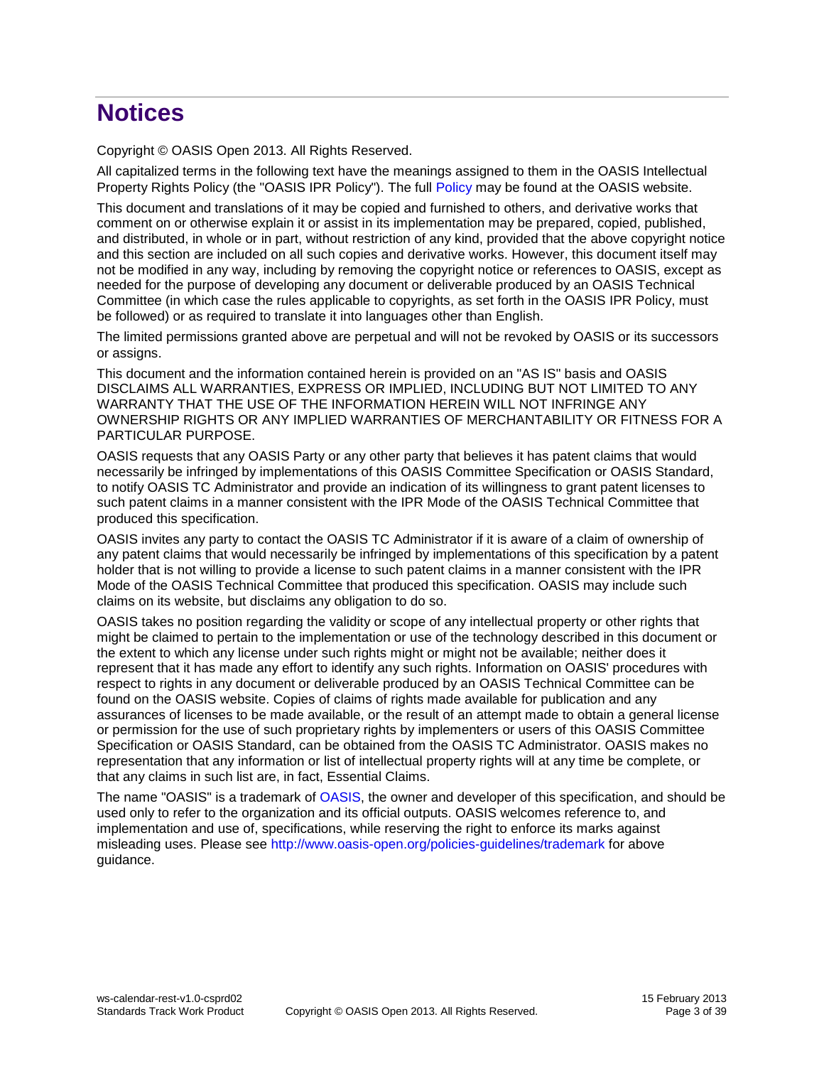# Notices

Copyright © OASIS Open 2013. All Rights Reserved.

All capitalized terms in the following text have the meanings assigned to them in the OASIS Intellectual Property Rights Policy (the "OASIS IPR Policy"). The full Policy may be found at the OASIS website.

This document and translations of it may be copied and furnished to others, and derivative works that comment on or otherwise explain it or assist in its implementation may be prepared, copied, published, and distributed, in whole or in part, without restriction of any kind, provided that the above copyright notice and this section are included on all such copies and derivative works. However, this document itself may not be modified in any way, including by removing the copyright notice or references to OASIS, except as needed for the purpose of developing any document or deliverable produced by an OASIS Technical Committee (in which case the rules applicable to copyrights, as set forth in the OASIS IPR Policy, must be followed) or as required to translate it into languages other than English.

The limited permissions granted above are perpetual and will not be revoked by OASIS or its successors or assigns.

This document and the information contained herein is provided on an "AS IS" basis and OASIS DISCLAIMS ALL WARRANTIES, EXPRESS OR IMPLIED, INCLUDING BUT NOT LIMITED TO ANY WARRANTY THAT THE USE OF THE INFORMATION HEREIN WILL NOT INFRINGE ANY OWNERSHIP RIGHTS OR ANY IMPLIED WARRANTIES OF MERCHANTABILITY OR FITNESS FOR A PARTICULAR PURPOSE.

OASIS requests that any OASIS Party or any other party that believes it has patent claims that would necessarily be infringed by implementations of this OASIS Committee Specification or OASIS Standard, to notify OASIS TC Administrator and provide an indication of its willingness to grant patent licenses to such patent claims in a manner consistent with the IPR Mode of the OASIS Technical Committee that produced this specification.

OASIS invites any party to contact the OASIS TC Administrator if it is aware of a claim of ownership of any patent claims that would necessarily be infringed by implementations of this specification by a patent holder that is not willing to provide a license to such patent claims in a manner consistent with the IPR Mode of the OASIS Technical Committee that produced this specification. OASIS may include such claims on its website, but disclaims any obligation to do so.

OASIS takes no position regarding the validity or scope of any intellectual property or other rights that might be claimed to pertain to the implementation or use of the technology described in this document or the extent to which any license under such rights might or might not be available; neither does it represent that it has made any effort to identify any such rights. Information on OASIS' procedures with respect to rights in any document or deliverable produced by an OASIS Technical Committee can be found on the OASIS website. Copies of claims of rights made available for publication and any assurances of licenses to be made available, or the result of an attempt made to obtain a general license or permission for the use of such proprietary rights by implementers or users of this OASIS Committee Specification or OASIS Standard, can be obtained from the OASIS TC Administrator. OASIS makes no representation that any information or list of intellectual property rights will at any time be complete, or that any claims in such list are, in fact, Essential Claims.

The name "OASIS" is a trademark of OASIS, the owner and developer of this specification, and should be used only to refer to the organization and its official outputs. OASIS welcomes reference to, and implementation and use of, specifications, while reserving the right to enforce its marks against misleading uses. Please see http://www.oasis-open.org/policies-guidelines/trademark for above guidance.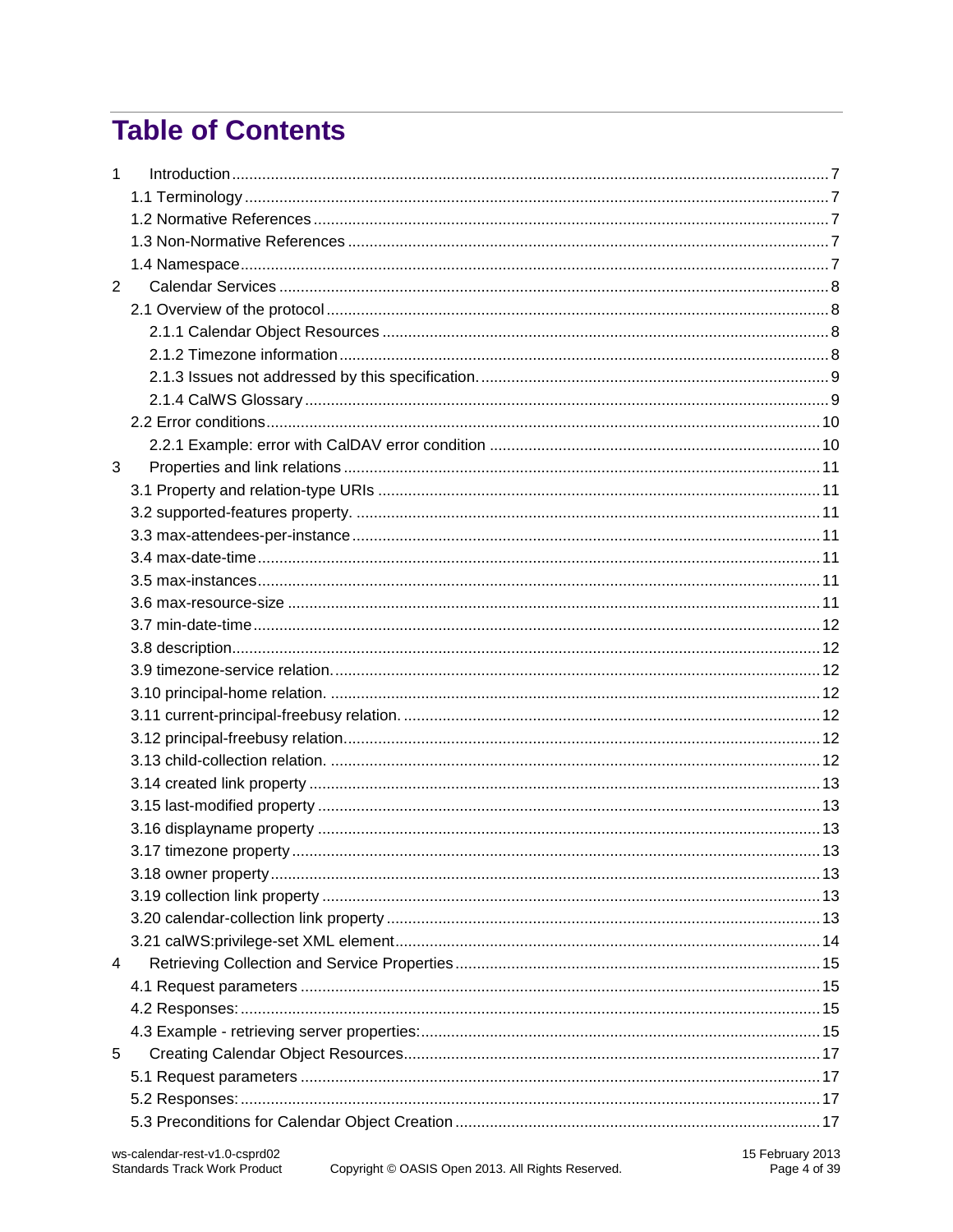# Table of Contents

1 Introduction ... 7
- 1.1 Terminology ... 7
- 1.2 Normative References ... 7
- 1.3 Non-Normative References ... 7
- 1.4 Namespace ... 7

2 Calendar Services ... 8
- 2.1 Overview of the protocol ... 8
  - 2.1.1 Calendar Object Resources ... 8
  - 2.1.2 Timezone information ... 8
  - 2.1.3 Issues not addressed by this specification. ... 9
  - 2.1.4 CalWS Glossary ... 9
- 2.2 Error conditions ... 10
  - 2.2.1 Example: error with CalDAV error condition ... 10

3 Properties and link relations ... 11
- 3.1 Property and relation-type URIs ... 11
- 3.2 supported-features property. ... 11
- 3.3 max-attendees-per-instance ... 11
- 3.4 max-date-time ... 11
- 3.5 max-instances ... 11
- 3.6 max-resource-size ... 11
- 3.7 min-date-time ... 12
- 3.8 description ... 12
- 3.9 timezone-service relation. ... 12
- 3.10 principal-home relation. ... 12
- 3.11 current-principal-freebusy relation. ... 12
- 3.12 principal-freebusy relation ... 12
- 3.13 child-collection relation. ... 12
- 3.14 created link property ... 13
- 3.15 last-modified property ... 13
- 3.16 displayname property ... 13
- 3.17 timezone property ... 13
- 3.18 owner property ... 13
- 3.19 collection link property ... 13
- 3.20 calendar-collection link property ... 13
- 3.21 calWS:privilege-set XML element ... 14

4 Retrieving Collection and Service Properties ... 15
- 4.1 Request parameters ... 15
- 4.2 Responses: ... 15
- 4.3 Example - retrieving server properties: ... 15

5 Creating Calendar Object Resources ... 17
- 5.1 Request parameters ... 17
- 5.2 Responses: ... 17
- 5.3 Preconditions for Calendar Object Creation ... 17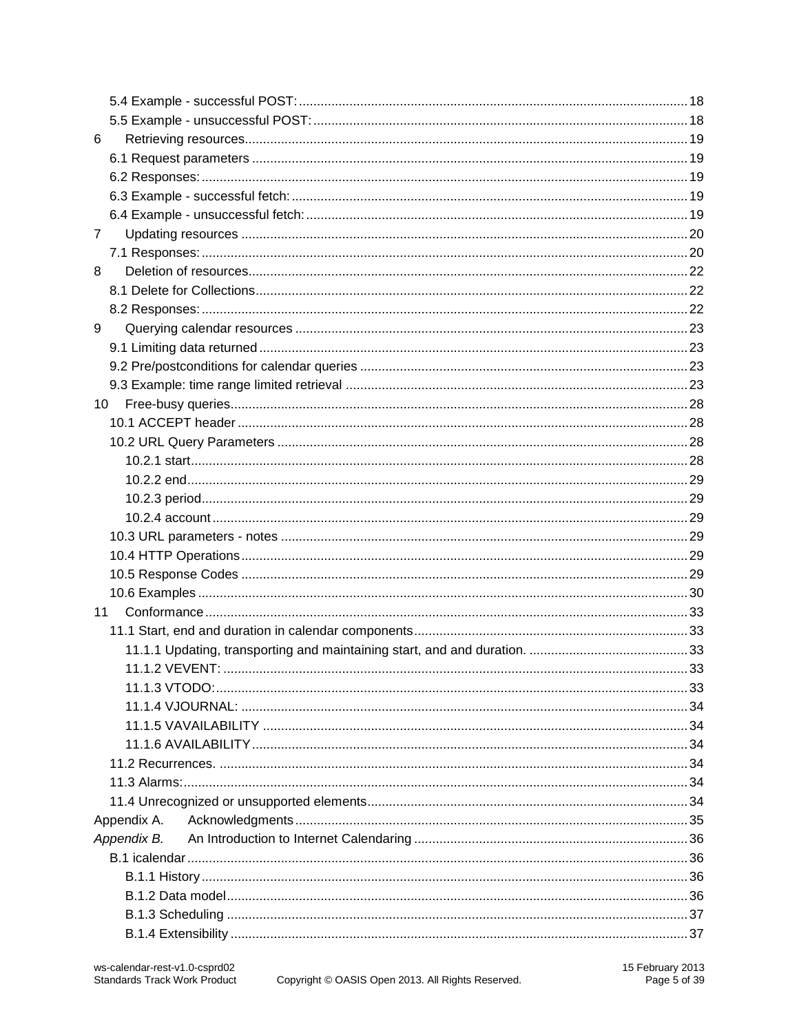5.4 Example - successful POST: 18
5.5 Example - unsuccessful POST: 18
6 Retrieving resources 19
6.1 Request parameters 19
6.2 Responses: 19
6.3 Example - successful fetch: 19
6.4 Example - unsuccessful fetch: 19
7 Updating resources 20
7.1 Responses: 20
8 Deletion of resources 22
8.1 Delete for Collections 22
8.2 Responses: 22
9 Querying calendar resources 23
9.1 Limiting data returned 23
9.2 Pre/postconditions for calendar queries 23
9.3 Example: time range limited retrieval 23
10 Free-busy queries 28
10.1 ACCEPT header 28
10.2 URL Query Parameters 28
10.2.1 start 28
10.2.2 end 29
10.2.3 period 29
10.2.4 account 29
10.3 URL parameters - notes 29
10.4 HTTP Operations 29
10.5 Response Codes 29
10.6 Examples 30
11 Conformance 33
11.1 Start, end and duration in calendar components 33
11.1.1 Updating, transporting and maintaining start, and and duration. 33
11.1.2 VEVENT: 33
11.1.3 VTODO: 33
11.1.4 VJOURNAL: 34
11.1.5 VAVAILABILITY 34
11.1.6 AVAILABILITY 34
11.2 Recurrences. 34
11.3 Alarms: 34
11.4 Unrecognized or unsupported elements 34
Appendix A. Acknowledgments 35
*Appendix B.* An Introduction to Internet Calendaring 36
B.1 icalendar 36
B.1.1 History 36
B.1.2 Data model 36
B.1.3 Scheduling 37
B.1.4 Extensibility 37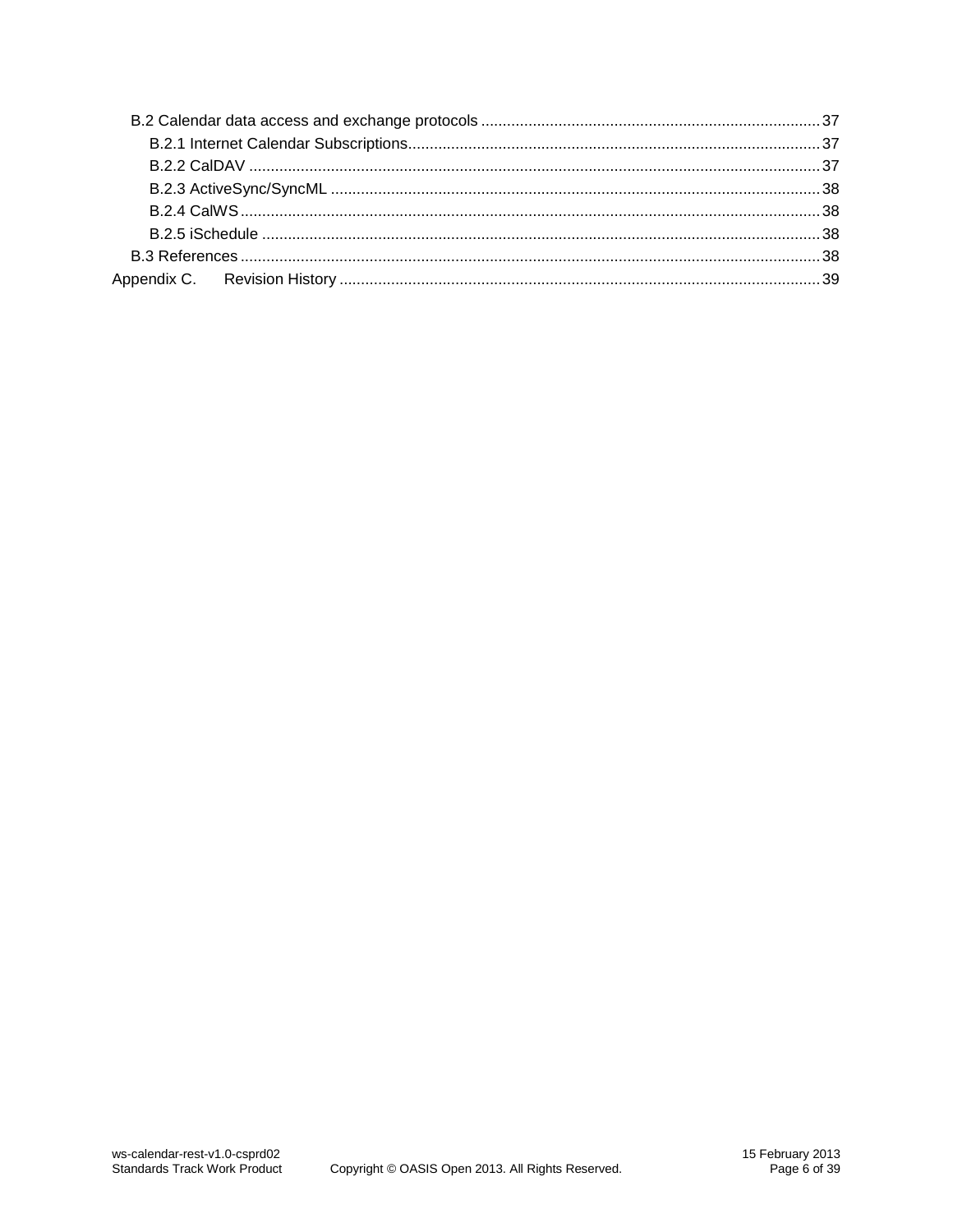- B.2 Calendar data access and exchange protocols ........ 37
  - B.2.1 Internet Calendar Subscriptions ........ 37
  - B.2.2 CalDAV ........ 37
  - B.2.3 ActiveSync/SyncML ........ 38
  - B.2.4 CalWS ........ 38
  - B.2.5 iSchedule ........ 38
- B.3 References ........ 38

Appendix C. Revision History ........ 39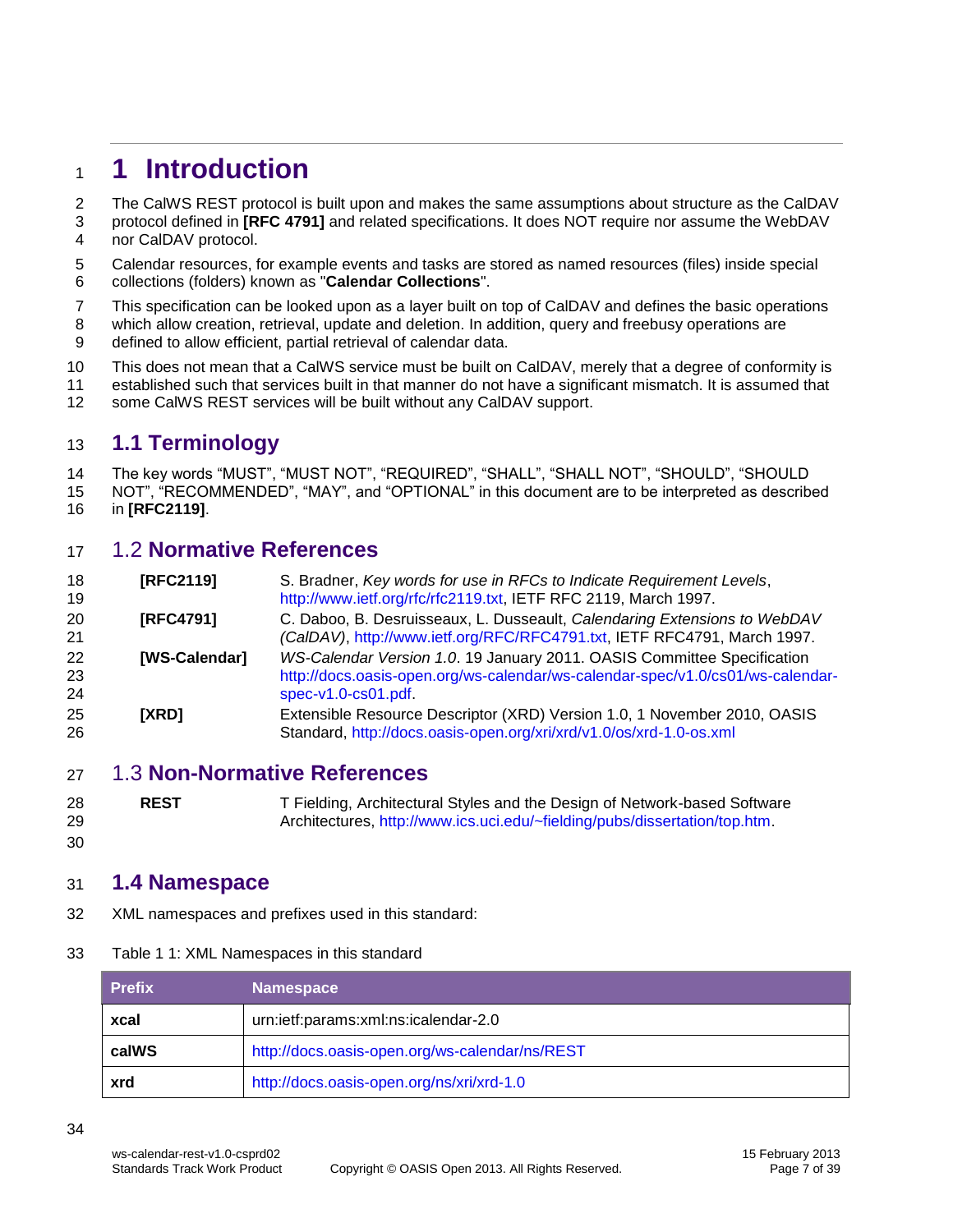# 1 Introduction

The CalWS REST protocol is built upon and makes the same assumptions about structure as the CalDAV protocol defined in **[RFC 4791]** and related specifications. It does NOT require nor assume the WebDAV nor CalDAV protocol.

Calendar resources, for example events and tasks are stored as named resources (files) inside special collections (folders) known as "**Calendar Collections**".

This specification can be looked upon as a layer built on top of CalDAV and defines the basic operations which allow creation, retrieval, update and deletion. In addition, query and freebusy operations are defined to allow efficient, partial retrieval of calendar data.

This does not mean that a CalWS service must be built on CalDAV, merely that a degree of conformity is established such that services built in that manner do not have a significant mismatch. It is assumed that some CalWS REST services will be built without any CalDAV support.

## 1.1 Terminology

The key words “MUST”, “MUST NOT”, “REQUIRED”, “SHALL”, “SHALL NOT”, “SHOULD”, “SHOULD NOT”, “RECOMMENDED”, “MAY”, and “OPTIONAL” in this document are to be interpreted as described in **[RFC2119]**.

## 1.2 Normative References

**[RFC2119]** S. Bradner, *Key words for use in RFCs to Indicate Requirement Levels*, http://www.ietf.org/rfc/rfc2119.txt, IETF RFC 2119, March 1997.

**[RFC4791]** C. Daboo, B. Desruisseaux, L. Dusseault, *Calendaring Extensions to WebDAV (CalDAV)*, http://www.ietf.org/RFC/RFC4791.txt, IETF RFC4791, March 1997.

**[WS-Calendar]** *WS-Calendar Version 1.0*. 19 January 2011. OASIS Committee Specification http://docs.oasis-open.org/ws-calendar/ws-calendar-spec/v1.0/cs01/ws-calendar-spec-v1.0-cs01.pdf.

**[XRD]** Extensible Resource Descriptor (XRD) Version 1.0, 1 November 2010, OASIS Standard, http://docs.oasis-open.org/xri/xrd/v1.0/os/xrd-1.0-os.xml

## 1.3 Non-Normative References

**REST** T Fielding, Architectural Styles and the Design of Network-based Software Architectures, http://www.ics.uci.edu/~fielding/pubs/dissertation/top.htm.

## 1.4 Namespace

XML namespaces and prefixes used in this standard:

Table 1 1: XML Namespaces in this standard

| Prefix | Namespace |
|---|---|
| **xcal** | urn:ietf:params:xml:ns:icalendar-2.0 |
| **calWS** | http://docs.oasis-open.org/ws-calendar/ns/REST |
| **xrd** | http://docs.oasis-open.org/ns/xri/xrd-1.0 |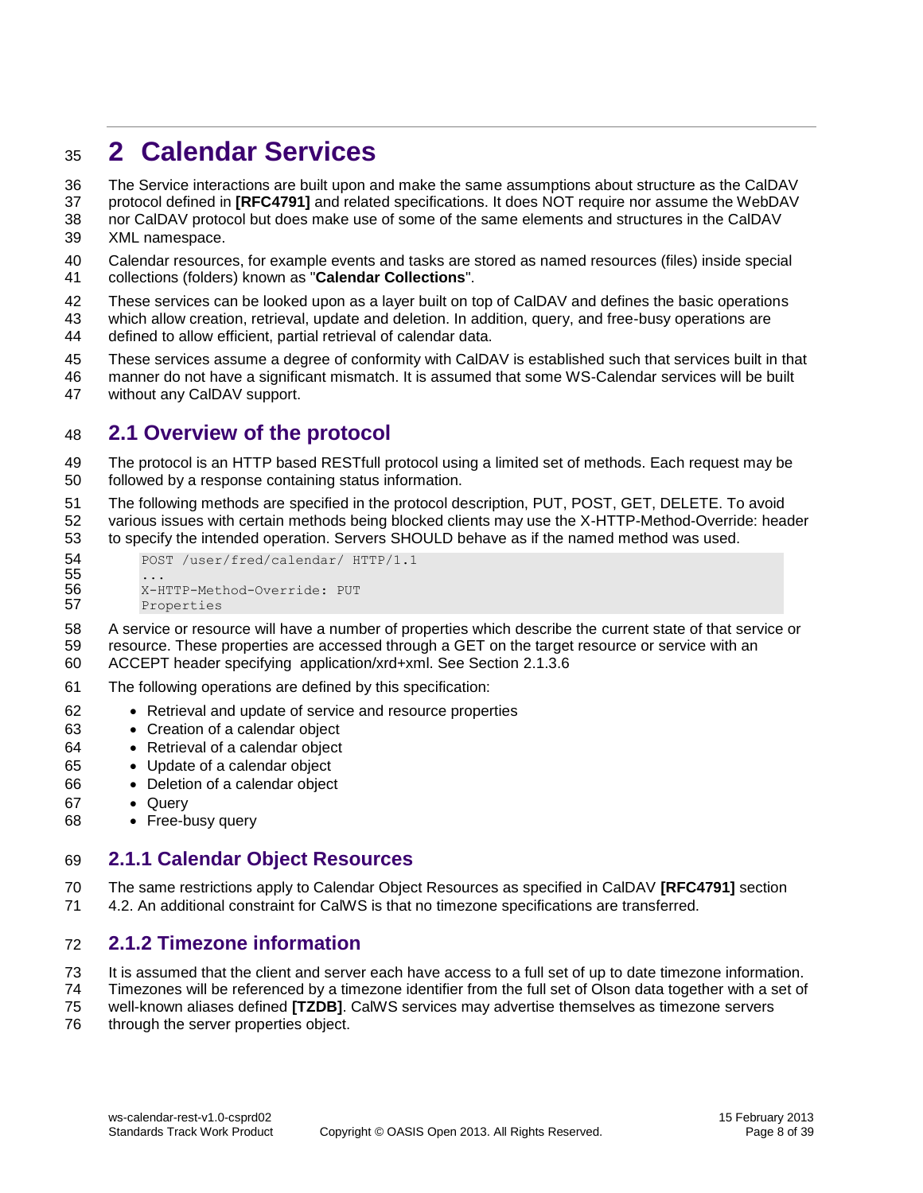# 2 Calendar Services

The Service interactions are built upon and make the same assumptions about structure as the CalDAV protocol defined in **[RFC4791]** and related specifications. It does NOT require nor assume the WebDAV nor CalDAV protocol but does make use of some of the same elements and structures in the CalDAV XML namespace.

Calendar resources, for example events and tasks are stored as named resources (files) inside special collections (folders) known as "**Calendar Collections**".

These services can be looked upon as a layer built on top of CalDAV and defines the basic operations which allow creation, retrieval, update and deletion. In addition, query, and free-busy operations are defined to allow efficient, partial retrieval of calendar data.

These services assume a degree of conformity with CalDAV is established such that services built in that manner do not have a significant mismatch. It is assumed that some WS-Calendar services will be built without any CalDAV support.

## 2.1 Overview of the protocol

The protocol is an HTTP based RESTfull protocol using a limited set of methods. Each request may be followed by a response containing status information.

The following methods are specified in the protocol description, PUT, POST, GET, DELETE. To avoid various issues with certain methods being blocked clients may use the X-HTTP-Method-Override: header to specify the intended operation. Servers SHOULD behave as if the named method was used.

```
POST /user/fred/calendar/ HTTP/1.1
...
X-HTTP-Method-Override: PUT
Properties
```

A service or resource will have a number of properties which describe the current state of that service or resource. These properties are accessed through a GET on the target resource or service with an ACCEPT header specifying application/xrd+xml. See Section 2.1.3.6

The following operations are defined by this specification:

- Retrieval and update of service and resource properties
- Creation of a calendar object
- Retrieval of a calendar object
- Update of a calendar object
- Deletion of a calendar object
- Query
- Free-busy query

### 2.1.1 Calendar Object Resources

The same restrictions apply to Calendar Object Resources as specified in CalDAV **[RFC4791]** section 4.2. An additional constraint for CalWS is that no timezone specifications are transferred.

### 2.1.2 Timezone information

It is assumed that the client and server each have access to a full set of up to date timezone information. Timezones will be referenced by a timezone identifier from the full set of Olson data together with a set of well-known aliases defined **[TZDB]**. CalWS services may advertise themselves as timezone servers through the server properties object.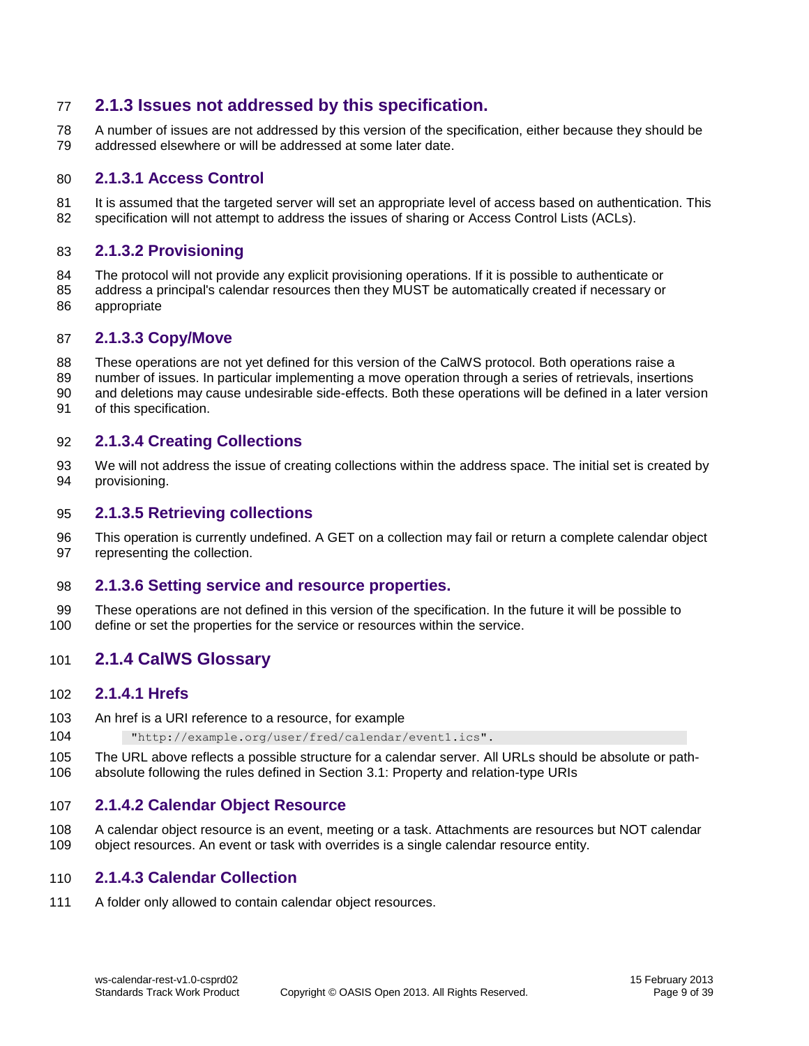### 2.1.3 Issues not addressed by this specification.

A number of issues are not addressed by this version of the specification, either because they should be addressed elsewhere or will be addressed at some later date.

#### 2.1.3.1 Access Control

It is assumed that the targeted server will set an appropriate level of access based on authentication. This specification will not attempt to address the issues of sharing or Access Control Lists (ACLs).

#### 2.1.3.2 Provisioning

The protocol will not provide any explicit provisioning operations. If it is possible to authenticate or address a principal's calendar resources then they MUST be automatically created if necessary or appropriate

#### 2.1.3.3 Copy/Move

These operations are not yet defined for this version of the CalWS protocol. Both operations raise a number of issues. In particular implementing a move operation through a series of retrievals, insertions and deletions may cause undesirable side-effects. Both these operations will be defined in a later version of this specification.

#### 2.1.3.4 Creating Collections

We will not address the issue of creating collections within the address space. The initial set is created by provisioning.

#### 2.1.3.5 Retrieving collections

This operation is currently undefined. A GET on a collection may fail or return a complete calendar object representing the collection.

#### 2.1.3.6 Setting service and resource properties.

These operations are not defined in this version of the specification. In the future it will be possible to define or set the properties for the service or resources within the service.

### 2.1.4 CalWS Glossary

#### 2.1.4.1 Hrefs

An href is a URI reference to a resource, for example

```
"http://example.org/user/fred/calendar/event1.ics".
```

The URL above reflects a possible structure for a calendar server. All URLs should be absolute or path-absolute following the rules defined in Section 3.1: Property and relation-type URIs

#### 2.1.4.2 Calendar Object Resource

A calendar object resource is an event, meeting or a task. Attachments are resources but NOT calendar object resources. An event or task with overrides is a single calendar resource entity.

#### 2.1.4.3 Calendar Collection

A folder only allowed to contain calendar object resources.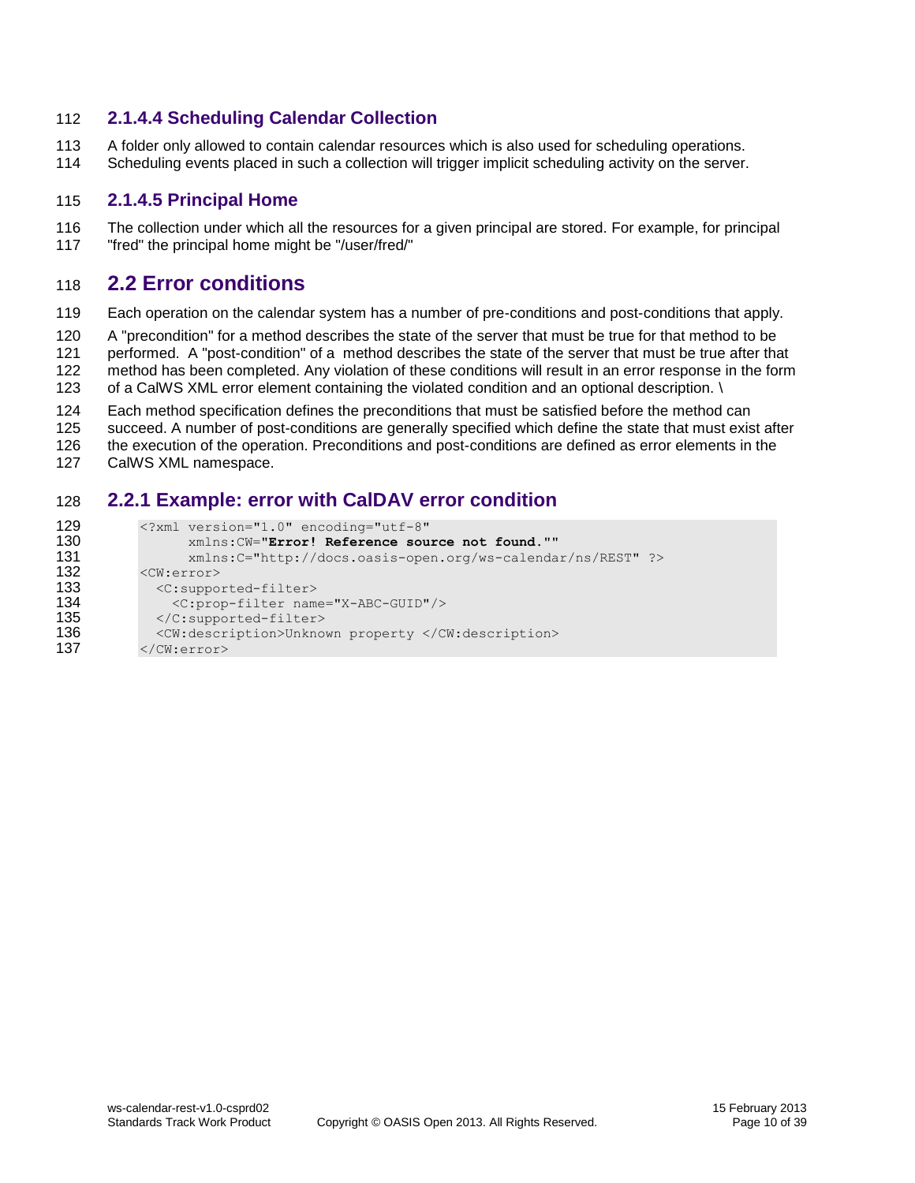#### 2.1.4.4 Scheduling Calendar Collection

A folder only allowed to contain calendar resources which is also used for scheduling operations. Scheduling events placed in such a collection will trigger implicit scheduling activity on the server.

#### 2.1.4.5 Principal Home

The collection under which all the resources for a given principal are stored. For example, for principal "fred" the principal home might be "/user/fred/"

## 2.2 Error conditions

Each operation on the calendar system has a number of pre-conditions and post-conditions that apply.

A "precondition" for a method describes the state of the server that must be true for that method to be performed. A "post-condition" of a method describes the state of the server that must be true after that method has been completed. Any violation of these conditions will result in an error response in the form of a CalWS XML error element containing the violated condition and an optional description. \

Each method specification defines the preconditions that must be satisfied before the method can succeed. A number of post-conditions are generally specified which define the state that must exist after the execution of the operation. Preconditions and post-conditions are defined as error elements in the CalWS XML namespace.

### 2.2.1 Example: error with CalDAV error condition

```
<?xml version="1.0" encoding="utf-8"
      xmlns:CW="Error! Reference source not found.""
      xmlns:C="http://docs.oasis-open.org/ws-calendar/ns/REST" ?>
<CW:error>
  <C:supported-filter>
    <C:prop-filter name="X-ABC-GUID"/>
  </C:supported-filter>
  <CW:description>Unknown property </CW:description>
</CW:error>
```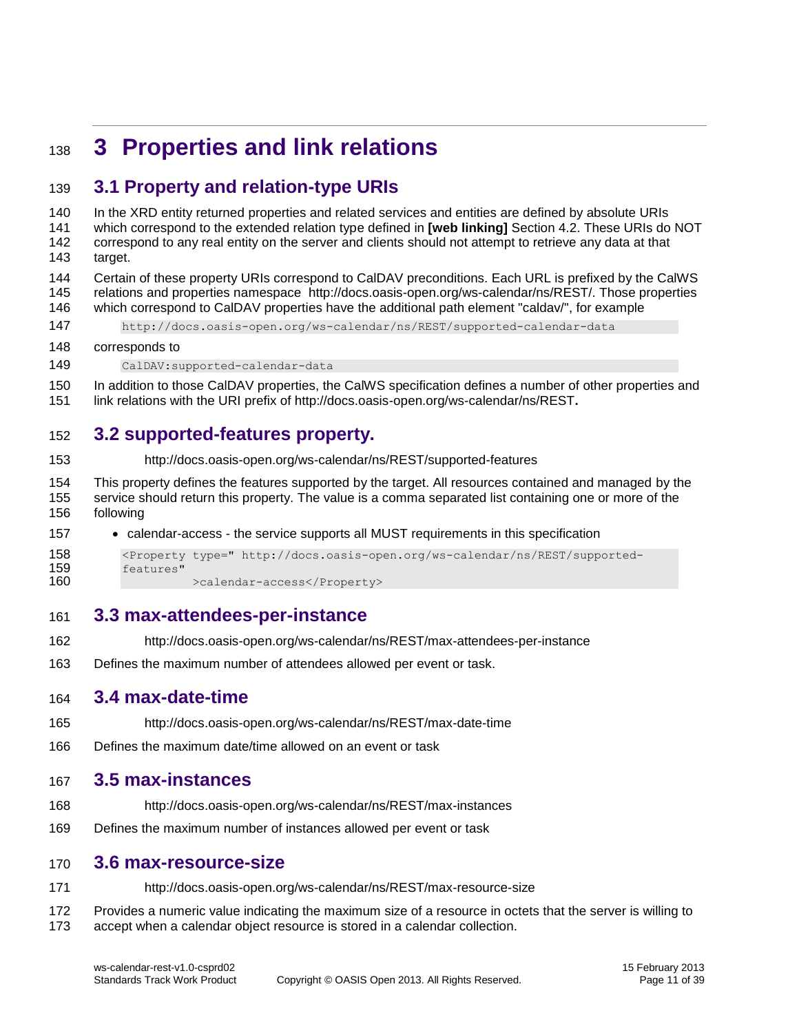# 3 Properties and link relations

## 3.1 Property and relation-type URIs

In the XRD entity returned properties and related services and entities are defined by absolute URIs which correspond to the extended relation type defined in **[web linking]** Section 4.2. These URIs do NOT correspond to any real entity on the server and clients should not attempt to retrieve any data at that target.

Certain of these property URIs correspond to CalDAV preconditions. Each URL is prefixed by the CalWS relations and properties namespace http://docs.oasis-open.org/ws-calendar/ns/REST/. Those properties which correspond to CalDAV properties have the additional path element "caldav/", for example

```
http://docs.oasis-open.org/ws-calendar/ns/REST/supported-calendar-data
```

corresponds to

```
CalDAV:supported-calendar-data
```

In addition to those CalDAV properties, the CalWS specification defines a number of other properties and link relations with the URI prefix of http://docs.oasis-open.org/ws-calendar/ns/REST**.**

## 3.2 supported-features property.

http://docs.oasis-open.org/ws-calendar/ns/REST/supported-features

This property defines the features supported by the target. All resources contained and managed by the service should return this property. The value is a comma separated list containing one or more of the following

- calendar-access - the service supports all MUST requirements in this specification

```
<Property type=" http://docs.oasis-open.org/ws-calendar/ns/REST/supported-
features"
          >calendar-access</Property>
```

## 3.3 max-attendees-per-instance

http://docs.oasis-open.org/ws-calendar/ns/REST/max-attendees-per-instance

Defines the maximum number of attendees allowed per event or task.

## 3.4 max-date-time

http://docs.oasis-open.org/ws-calendar/ns/REST/max-date-time

Defines the maximum date/time allowed on an event or task

## 3.5 max-instances

http://docs.oasis-open.org/ws-calendar/ns/REST/max-instances

Defines the maximum number of instances allowed per event or task

## 3.6 max-resource-size

http://docs.oasis-open.org/ws-calendar/ns/REST/max-resource-size

Provides a numeric value indicating the maximum size of a resource in octets that the server is willing to accept when a calendar object resource is stored in a calendar collection.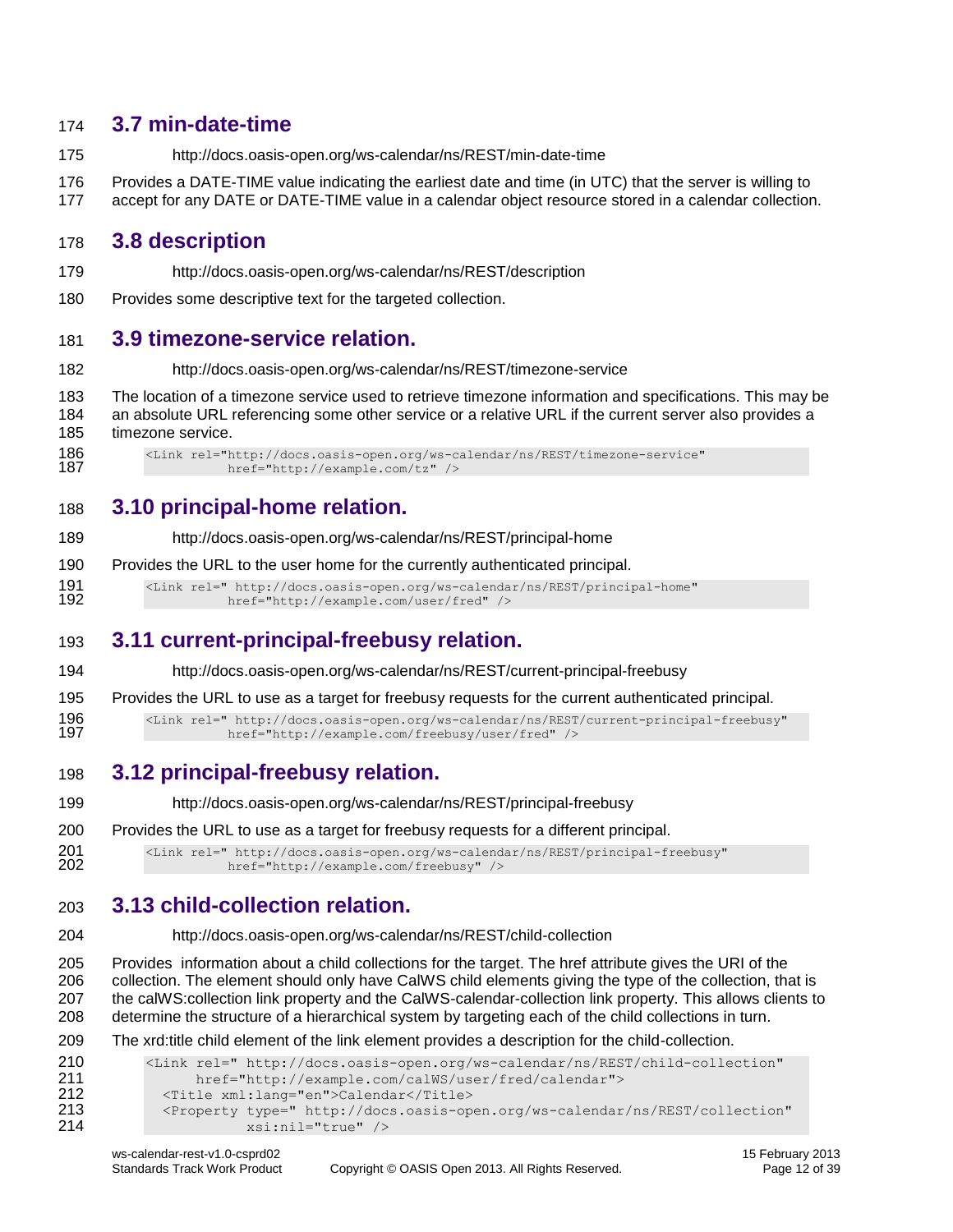## 3.7 min-date-time

http://docs.oasis-open.org/ws-calendar/ns/REST/min-date-time

Provides a DATE-TIME value indicating the earliest date and time (in UTC) that the server is willing to accept for any DATE or DATE-TIME value in a calendar object resource stored in a calendar collection.

## 3.8 description

http://docs.oasis-open.org/ws-calendar/ns/REST/description

Provides some descriptive text for the targeted collection.

## 3.9 timezone-service relation.

http://docs.oasis-open.org/ws-calendar/ns/REST/timezone-service

The location of a timezone service used to retrieve timezone information and specifications. This may be an absolute URL referencing some other service or a relative URL if the current server also provides a timezone service.

```
<Link rel="http://docs.oasis-open.org/ws-calendar/ns/REST/timezone-service"
          href="http://example.com/tz" />
```

## 3.10 principal-home relation.

http://docs.oasis-open.org/ws-calendar/ns/REST/principal-home

Provides the URL to the user home for the currently authenticated principal.

```
<Link rel=" http://docs.oasis-open.org/ws-calendar/ns/REST/principal-home"
          href="http://example.com/user/fred" />
```

## 3.11 current-principal-freebusy relation.

http://docs.oasis-open.org/ws-calendar/ns/REST/current-principal-freebusy

Provides the URL to use as a target for freebusy requests for the current authenticated principal.

```
<Link rel=" http://docs.oasis-open.org/ws-calendar/ns/REST/current-principal-freebusy"
          href="http://example.com/freebusy/user/fred" />
```

## 3.12 principal-freebusy relation.

http://docs.oasis-open.org/ws-calendar/ns/REST/principal-freebusy

Provides the URL to use as a target for freebusy requests for a different principal.

```
<Link rel=" http://docs.oasis-open.org/ws-calendar/ns/REST/principal-freebusy"
          href="http://example.com/freebusy" />
```

## 3.13 child-collection relation.

http://docs.oasis-open.org/ws-calendar/ns/REST/child-collection

Provides information about a child collections for the target. The href attribute gives the URI of the collection. The element should only have CalWS child elements giving the type of the collection, that is the calWS:collection link property and the CalWS-calendar-collection link property. This allows clients to determine the structure of a hierarchical system by targeting each of the child collections in turn.

The xrd:title child element of the link element provides a description for the child-collection.

```
<Link rel=" http://docs.oasis-open.org/ws-calendar/ns/REST/child-collection"
      href="http://example.com/calWS/user/fred/calendar">
  <Title xml:lang="en">Calendar</Title>
  <Property type=" http://docs.oasis-open.org/ws-calendar/ns/REST/collection"
            xsi:nil="true" />
```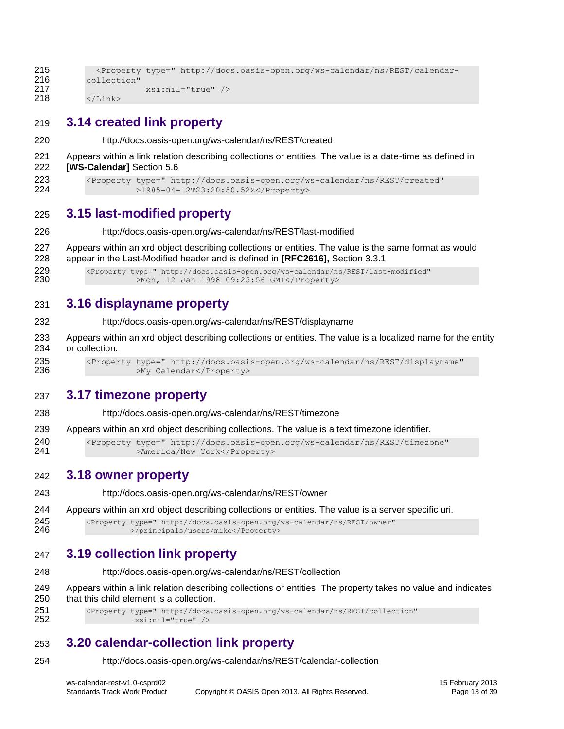```
  <Property type=" http://docs.oasis-open.org/ws-calendar/ns/REST/calendar-collection"
            xsi:nil="true" />
</Link>
```

## 3.14 created link property

http://docs.oasis-open.org/ws-calendar/ns/REST/created

Appears within a link relation describing collections or entities. The value is a date-time as defined in **[WS-Calendar]** Section 5.6

```
<Property type=" http://docs.oasis-open.org/ws-calendar/ns/REST/created"
          >1985-04-12T23:20:50.52Z</Property>
```

## 3.15 last-modified property

http://docs.oasis-open.org/ws-calendar/ns/REST/last-modified

Appears within an xrd object describing collections or entities. The value is the same format as would appear in the Last-Modified header and is defined in **[RFC2616],** Section 3.3.1

```
<Property type=" http://docs.oasis-open.org/ws-calendar/ns/REST/last-modified"
          >Mon, 12 Jan 1998 09:25:56 GMT</Property>
```

## 3.16 displayname property

http://docs.oasis-open.org/ws-calendar/ns/REST/displayname

Appears within an xrd object describing collections or entities. The value is a localized name for the entity or collection.

```
<Property type=" http://docs.oasis-open.org/ws-calendar/ns/REST/displayname"
          >My Calendar</Property>
```

## 3.17 timezone property

http://docs.oasis-open.org/ws-calendar/ns/REST/timezone

Appears within an xrd object describing collections. The value is a text timezone identifier.

```
<Property type=" http://docs.oasis-open.org/ws-calendar/ns/REST/timezone"
          >America/New_York</Property>
```

## 3.18 owner property

http://docs.oasis-open.org/ws-calendar/ns/REST/owner

Appears within an xrd object describing collections or entities. The value is a server specific uri.

```
<Property type=" http://docs.oasis-open.org/ws-calendar/ns/REST/owner"
          >/principals/users/mike</Property>
```

## 3.19 collection link property

http://docs.oasis-open.org/ws-calendar/ns/REST/collection

Appears within a link relation describing collections or entities. The property takes no value and indicates that this child element is a collection.

```
<Property type=" http://docs.oasis-open.org/ws-calendar/ns/REST/collection"
          xsi:nil="true" />
```

## 3.20 calendar-collection link property

http://docs.oasis-open.org/ws-calendar/ns/REST/calendar-collection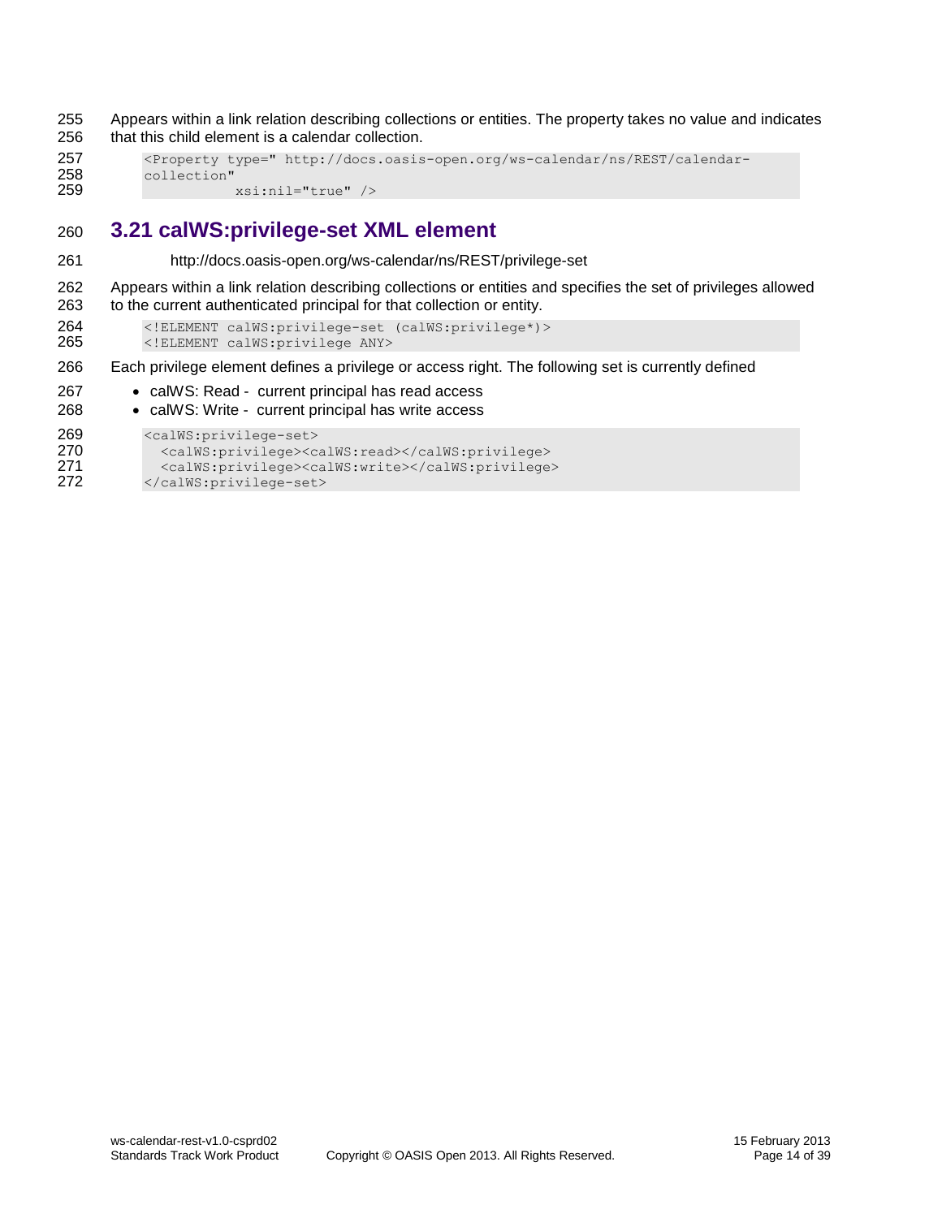Appears within a link relation describing collections or entities. The property takes no value and indicates that this child element is a calendar collection.

```
<Property type=" http://docs.oasis-open.org/ws-calendar/ns/REST/calendar-
collection"
           xsi:nil="true" />
```

## 3.21 calWS:privilege-set XML element

http://docs.oasis-open.org/ws-calendar/ns/REST/privilege-set

Appears within a link relation describing collections or entities and specifies the set of privileges allowed to the current authenticated principal for that collection or entity.

```
<!ELEMENT calWS:privilege-set (calWS:privilege*)>
<!ELEMENT calWS:privilege ANY>
```

Each privilege element defines a privilege or access right. The following set is currently defined

- calWS: Read - current principal has read access
- calWS: Write - current principal has write access

```
<calWS:privilege-set>
  <calWS:privilege><calWS:read></calWS:privilege>
  <calWS:privilege><calWS:write></calWS:privilege>
</calWS:privilege-set>
```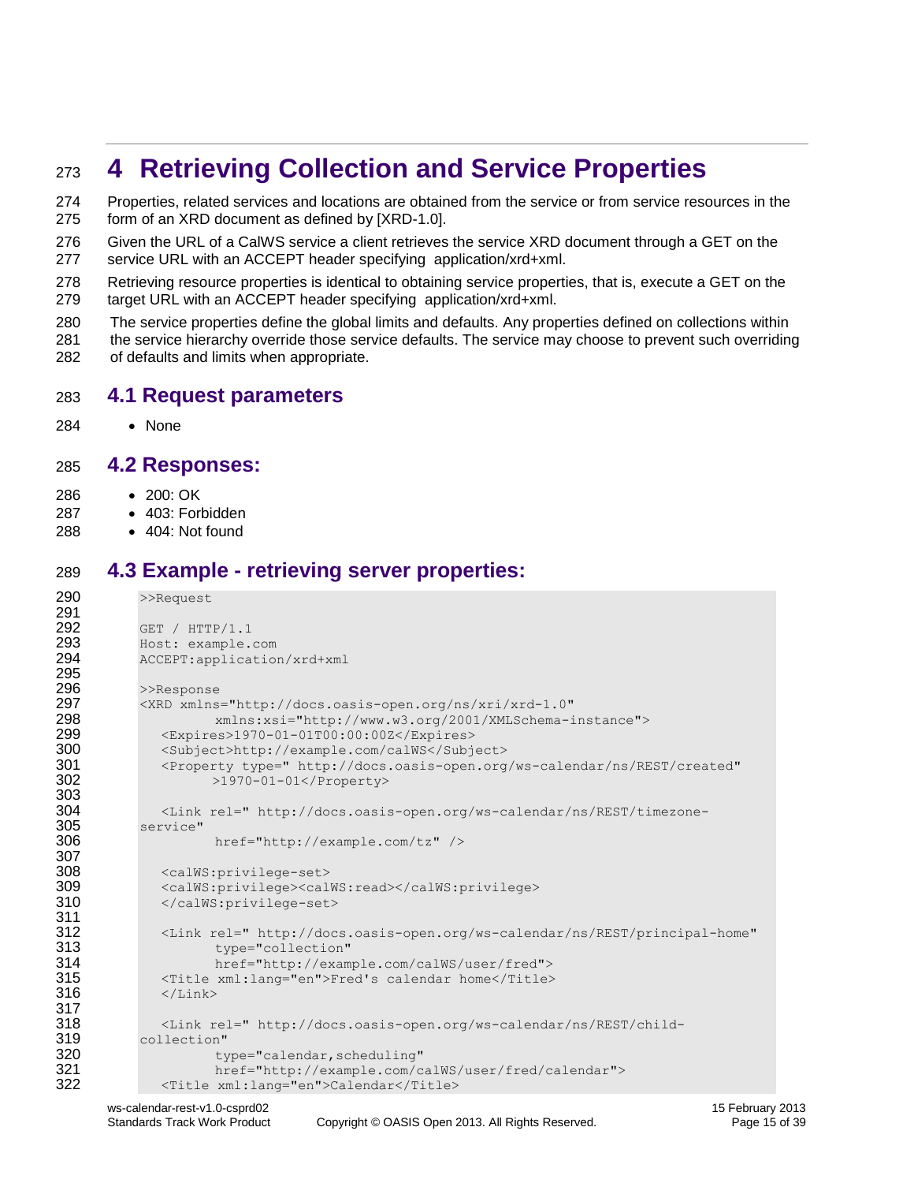# 4 Retrieving Collection and Service Properties

Properties, related services and locations are obtained from the service or from service resources in the form of an XRD document as defined by [XRD-1.0].

Given the URL of a CalWS service a client retrieves the service XRD document through a GET on the service URL with an ACCEPT header specifying application/xrd+xml.

Retrieving resource properties is identical to obtaining service properties, that is, execute a GET on the target URL with an ACCEPT header specifying application/xrd+xml.

The service properties define the global limits and defaults. Any properties defined on collections within the service hierarchy override those service defaults. The service may choose to prevent such overriding of defaults and limits when appropriate.

## 4.1 Request parameters

- None

## 4.2 Responses:

- 200: OK
- 403: Forbidden
- 404: Not found

## 4.3 Example - retrieving server properties:

```
>>Request

GET / HTTP/1.1
Host: example.com
ACCEPT:application/xrd+xml

>>Response
<XRD xmlns="http://docs.oasis-open.org/ns/xri/xrd-1.0"
         xmlns:xsi="http://www.w3.org/2001/XMLSchema-instance">
   <Expires>1970-01-01T00:00:00Z</Expires>
   <Subject>http://example.com/calWS</Subject>
   <Property type=" http://docs.oasis-open.org/ws-calendar/ns/REST/created"
         >1970-01-01</Property>

   <Link rel=" http://docs.oasis-open.org/ws-calendar/ns/REST/timezone-
service"
         href="http://example.com/tz" />

   <calWS:privilege-set>
   <calWS:privilege><calWS:read></calWS:privilege>
   </calWS:privilege-set>

   <Link rel=" http://docs.oasis-open.org/ws-calendar/ns/REST/principal-home"
         type="collection"
         href="http://example.com/calWS/user/fred">
   <Title xml:lang="en">Fred's calendar home</Title>
   </Link>

   <Link rel=" http://docs.oasis-open.org/ws-calendar/ns/REST/child-
collection"
         type="calendar,scheduling"
         href="http://example.com/calWS/user/fred/calendar">
   <Title xml:lang="en">Calendar</Title>
```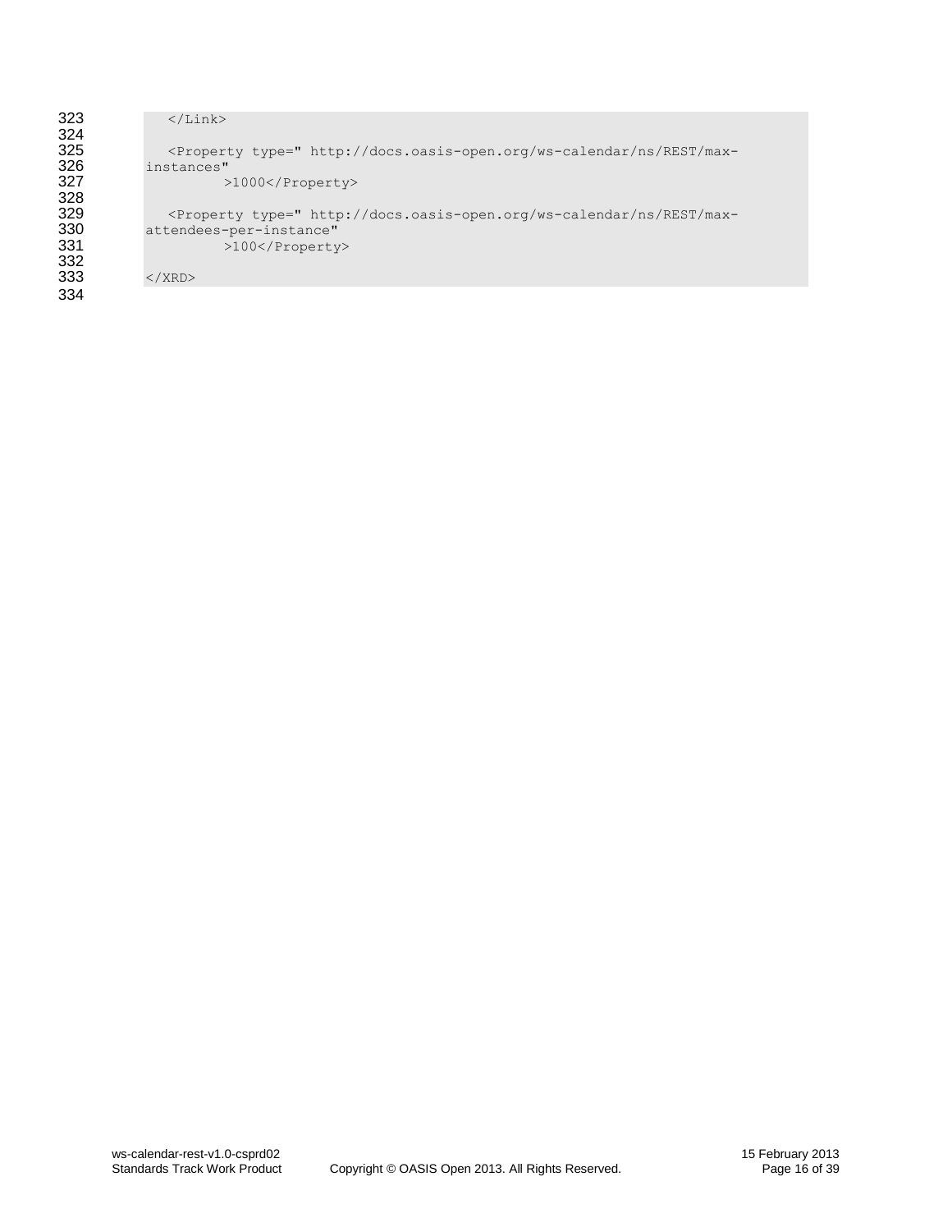```
   </Link>

   <Property type=" http://docs.oasis-open.org/ws-calendar/ns/REST/max-
instances"
          >1000</Property>

   <Property type=" http://docs.oasis-open.org/ws-calendar/ns/REST/max-
attendees-per-instance"
          >100</Property>

</XRD>
```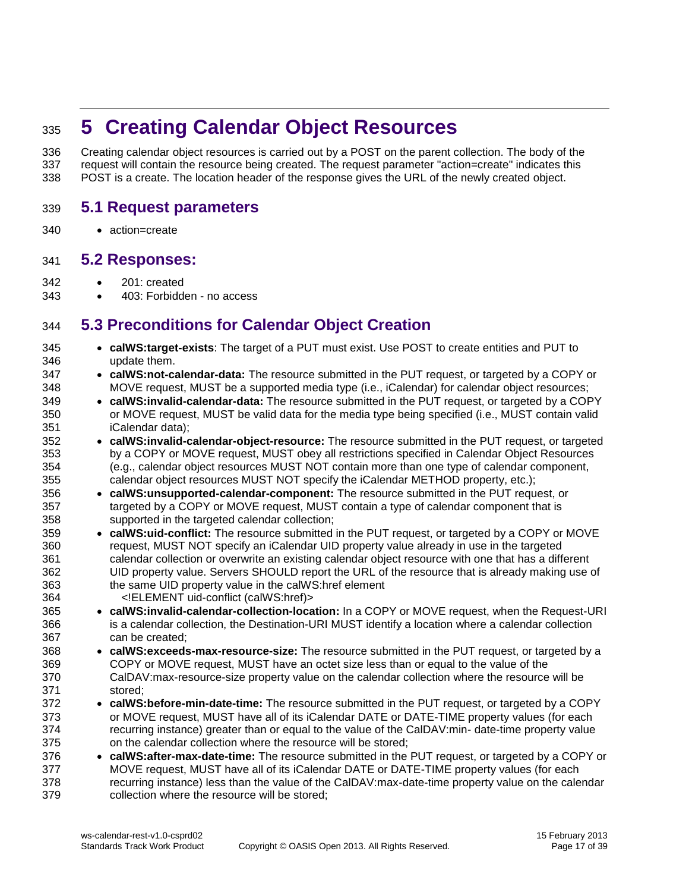# 5 Creating Calendar Object Resources

Creating calendar object resources is carried out by a POST on the parent collection. The body of the request will contain the resource being created. The request parameter "action=create" indicates this POST is a create. The location header of the response gives the URL of the newly created object.

## 5.1 Request parameters

- action=create

## 5.2 Responses:

- 201: created
- 403: Forbidden - no access

## 5.3 Preconditions for Calendar Object Creation

- **calWS:target-exists**: The target of a PUT must exist. Use POST to create entities and PUT to update them.
- **calWS:not-calendar-data:** The resource submitted in the PUT request, or targeted by a COPY or MOVE request, MUST be a supported media type (i.e., iCalendar) for calendar object resources;
- **calWS:invalid-calendar-data:** The resource submitted in the PUT request, or targeted by a COPY or MOVE request, MUST be valid data for the media type being specified (i.e., MUST contain valid iCalendar data);
- **calWS:invalid-calendar-object-resource:** The resource submitted in the PUT request, or targeted by a COPY or MOVE request, MUST obey all restrictions specified in Calendar Object Resources (e.g., calendar object resources MUST NOT contain more than one type of calendar component, calendar object resources MUST NOT specify the iCalendar METHOD property, etc.);
- **calWS:unsupported-calendar-component:** The resource submitted in the PUT request, or targeted by a COPY or MOVE request, MUST contain a type of calendar component that is supported in the targeted calendar collection;
- **calWS:uid-conflict:** The resource submitted in the PUT request, or targeted by a COPY or MOVE request, MUST NOT specify an iCalendar UID property value already in use in the targeted calendar collection or overwrite an existing calendar object resource with one that has a different UID property value. Servers SHOULD report the URL of the resource that is already making use of the same UID property value in the calWS:href element
  <!ELEMENT uid-conflict (calWS:href)>
- **calWS:invalid-calendar-collection-location:** In a COPY or MOVE request, when the Request-URI is a calendar collection, the Destination-URI MUST identify a location where a calendar collection can be created;
- **calWS:exceeds-max-resource-size:** The resource submitted in the PUT request, or targeted by a COPY or MOVE request, MUST have an octet size less than or equal to the value of the CalDAV:max-resource-size property value on the calendar collection where the resource will be stored;
- **calWS:before-min-date-time:** The resource submitted in the PUT request, or targeted by a COPY or MOVE request, MUST have all of its iCalendar DATE or DATE-TIME property values (for each recurring instance) greater than or equal to the value of the CalDAV:min- date-time property value on the calendar collection where the resource will be stored;
- **calWS:after-max-date-time:** The resource submitted in the PUT request, or targeted by a COPY or MOVE request, MUST have all of its iCalendar DATE or DATE-TIME property values (for each recurring instance) less than the value of the CalDAV:max-date-time property value on the calendar collection where the resource will be stored;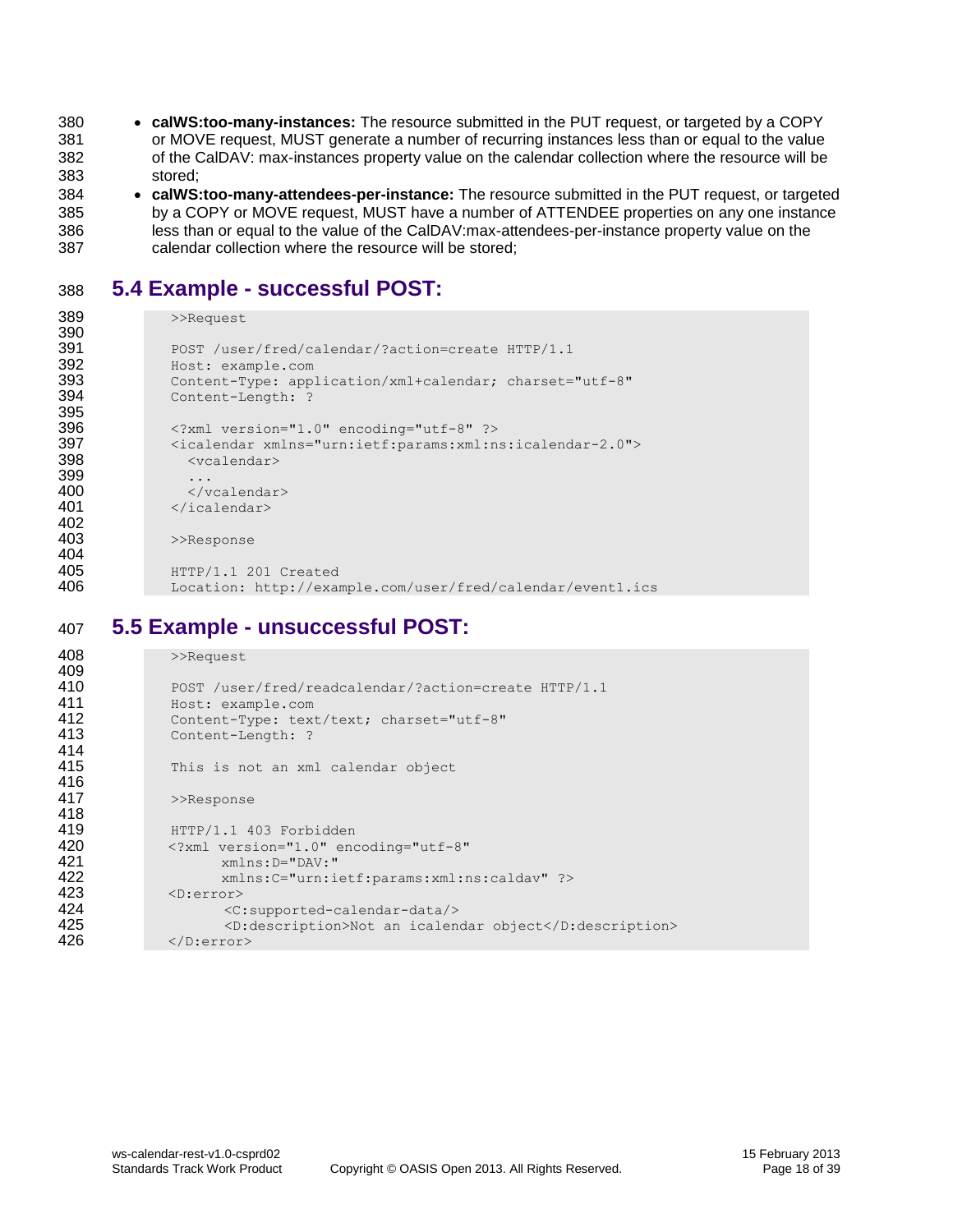- **calWS:too-many-instances:** The resource submitted in the PUT request, or targeted by a COPY or MOVE request, MUST generate a number of recurring instances less than or equal to the value of the CalDAV: max-instances property value on the calendar collection where the resource will be stored;
- **calWS:too-many-attendees-per-instance:** The resource submitted in the PUT request, or targeted by a COPY or MOVE request, MUST have a number of ATTENDEE properties on any one instance less than or equal to the value of the CalDAV:max-attendees-per-instance property value on the calendar collection where the resource will be stored;

## 5.4 Example - successful POST:

```
>>Request

POST /user/fred/calendar/?action=create HTTP/1.1
Host: example.com
Content-Type: application/xml+calendar; charset="utf-8"
Content-Length: ?

<?xml version="1.0" encoding="utf-8" ?>
<icalendar xmlns="urn:ietf:params:xml:ns:icalendar-2.0">
  <vcalendar>
  ...
  </vcalendar>
</icalendar>

>>Response

HTTP/1.1 201 Created
Location: http://example.com/user/fred/calendar/event1.ics
```

## 5.5 Example - unsuccessful POST:

```
>>Request

POST /user/fred/readcalendar/?action=create HTTP/1.1
Host: example.com
Content-Type: text/text; charset="utf-8"
Content-Length: ?

This is not an xml calendar object

>>Response

HTTP/1.1 403 Forbidden
<?xml version="1.0" encoding="utf-8"
      xmlns:D="DAV:"
      xmlns:C="urn:ietf:params:xml:ns:caldav" ?>
<D:error>
      <C:supported-calendar-data/>
      <D:description>Not an icalendar object</D:description>
</D:error>
```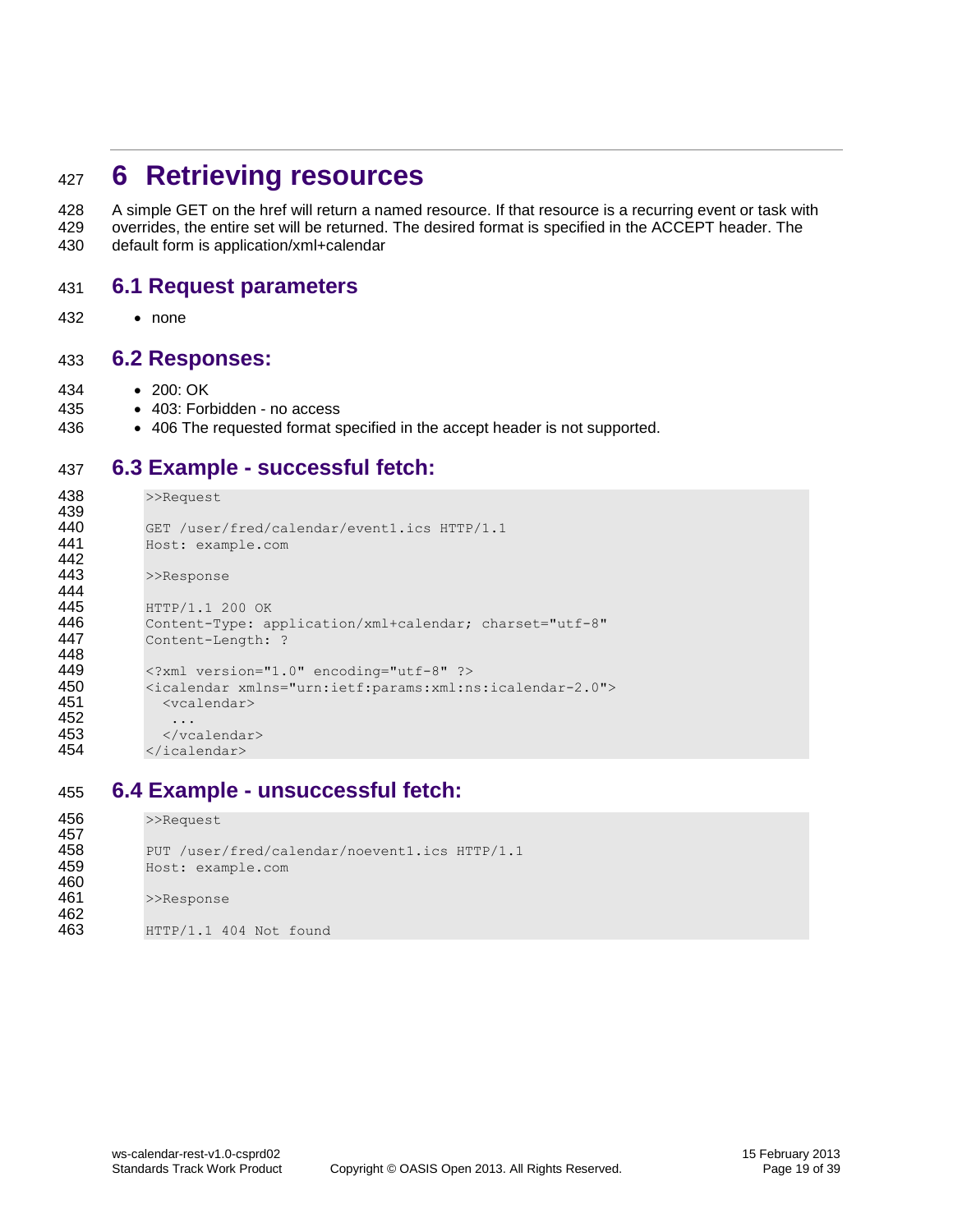# 6 Retrieving resources

A simple GET on the href will return a named resource. If that resource is a recurring event or task with overrides, the entire set will be returned. The desired format is specified in the ACCEPT header. The default form is application/xml+calendar

## 6.1 Request parameters

- none

## 6.2 Responses:

- 200: OK
- 403: Forbidden - no access
- 406 The requested format specified in the accept header is not supported.

## 6.3 Example - successful fetch:

```
>>Request

GET /user/fred/calendar/event1.ics HTTP/1.1
Host: example.com

>>Response

HTTP/1.1 200 OK
Content-Type: application/xml+calendar; charset="utf-8"
Content-Length: ?

<?xml version="1.0" encoding="utf-8" ?>
<icalendar xmlns="urn:ietf:params:xml:ns:icalendar-2.0">
  <vcalendar>
   ...
  </vcalendar>
</icalendar>
```

## 6.4 Example - unsuccessful fetch:

```
>>Request

PUT /user/fred/calendar/noevent1.ics HTTP/1.1
Host: example.com

>>Response

HTTP/1.1 404 Not found
```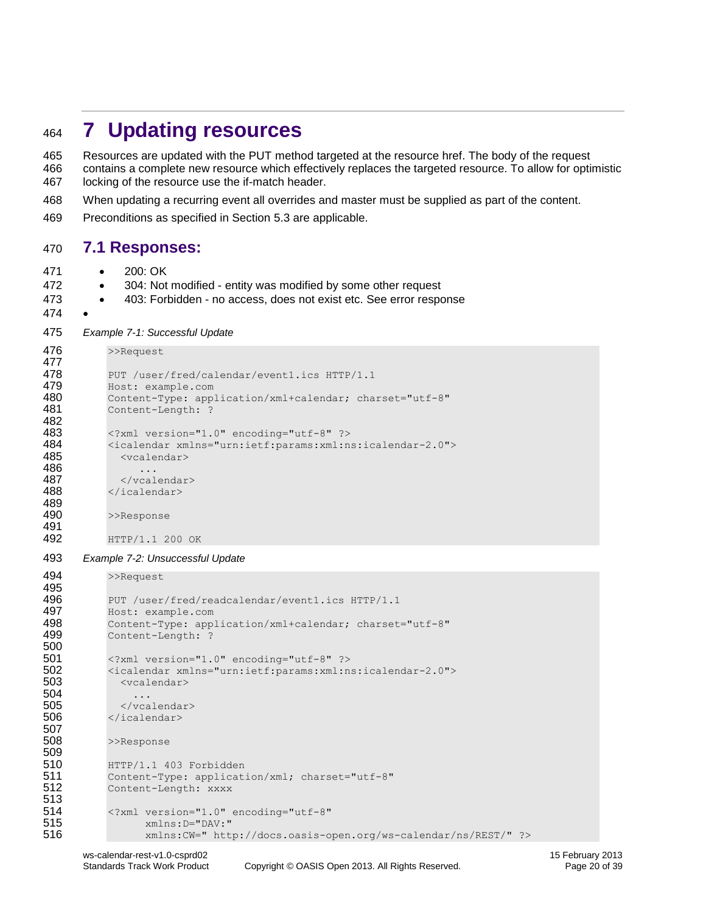# 7 Updating resources

Resources are updated with the PUT method targeted at the resource href. The body of the request contains a complete new resource which effectively replaces the targeted resource. To allow for optimistic locking of the resource use the if-match header.

When updating a recurring event all overrides and master must be supplied as part of the content.

Preconditions as specified in Section 5.3 are applicable.

## 7.1 Responses:

- 200: OK
- 304: Not modified - entity was modified by some other request
- 403: Forbidden - no access, does not exist etc. See error response
-

*Example 7-1: Successful Update*

```
>>Request

PUT /user/fred/calendar/event1.ics HTTP/1.1
Host: example.com
Content-Type: application/xml+calendar; charset="utf-8"
Content-Length: ?

<?xml version="1.0" encoding="utf-8" ?>
<icalendar xmlns="urn:ietf:params:xml:ns:icalendar-2.0">
  <vcalendar>
     ...
  </vcalendar>
</icalendar>

>>Response

HTTP/1.1 200 OK
```

*Example 7-2: Unsuccessful Update*

```
>>Request

PUT /user/fred/readcalendar/event1.ics HTTP/1.1
Host: example.com
Content-Type: application/xml+calendar; charset="utf-8"
Content-Length: ?

<?xml version="1.0" encoding="utf-8" ?>
<icalendar xmlns="urn:ietf:params:xml:ns:icalendar-2.0">
  <vcalendar>
    ...
  </vcalendar>
</icalendar>

>>Response

HTTP/1.1 403 Forbidden
Content-Type: application/xml; charset="utf-8"
Content-Length: xxxx

<?xml version="1.0" encoding="utf-8"
      xmlns:D="DAV:"
      xmlns:CW=" http://docs.oasis-open.org/ws-calendar/ns/REST/" ?>
```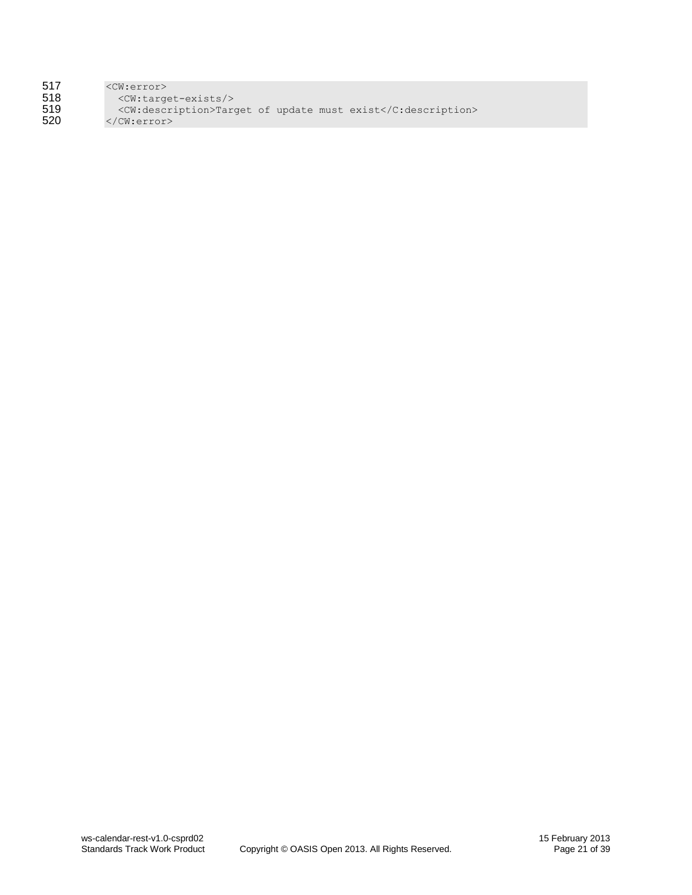```
<CW:error>
  <CW:target-exists/>
  <CW:description>Target of update must exist</C:description>
</CW:error>
```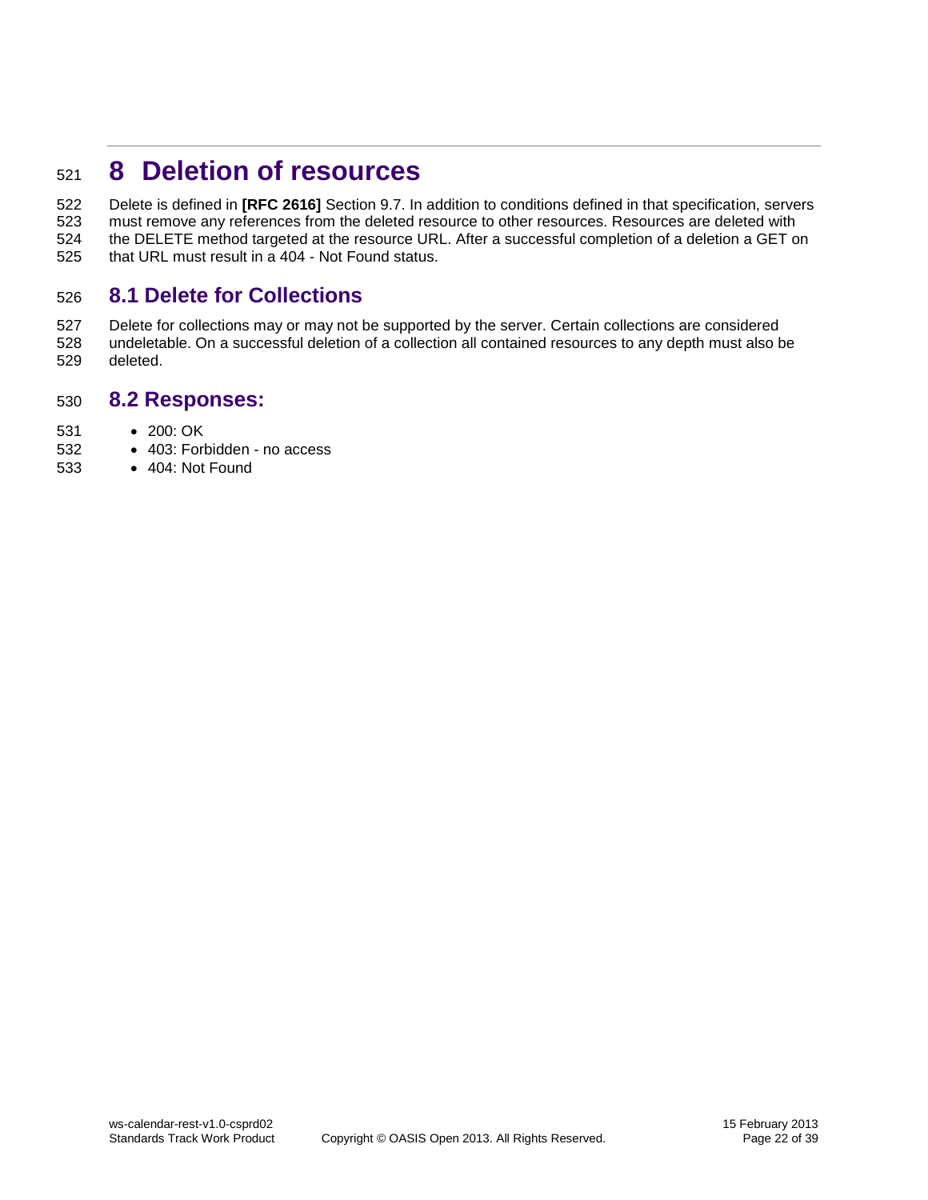# 8 Deletion of resources

Delete is defined in **[RFC 2616]** Section 9.7. In addition to conditions defined in that specification, servers must remove any references from the deleted resource to other resources. Resources are deleted with the DELETE method targeted at the resource URL. After a successful completion of a deletion a GET on that URL must result in a 404 - Not Found status.

## 8.1 Delete for Collections

Delete for collections may or may not be supported by the server. Certain collections are considered undeletable. On a successful deletion of a collection all contained resources to any depth must also be deleted.

## 8.2 Responses:

- 200: OK
- 403: Forbidden - no access
- 404: Not Found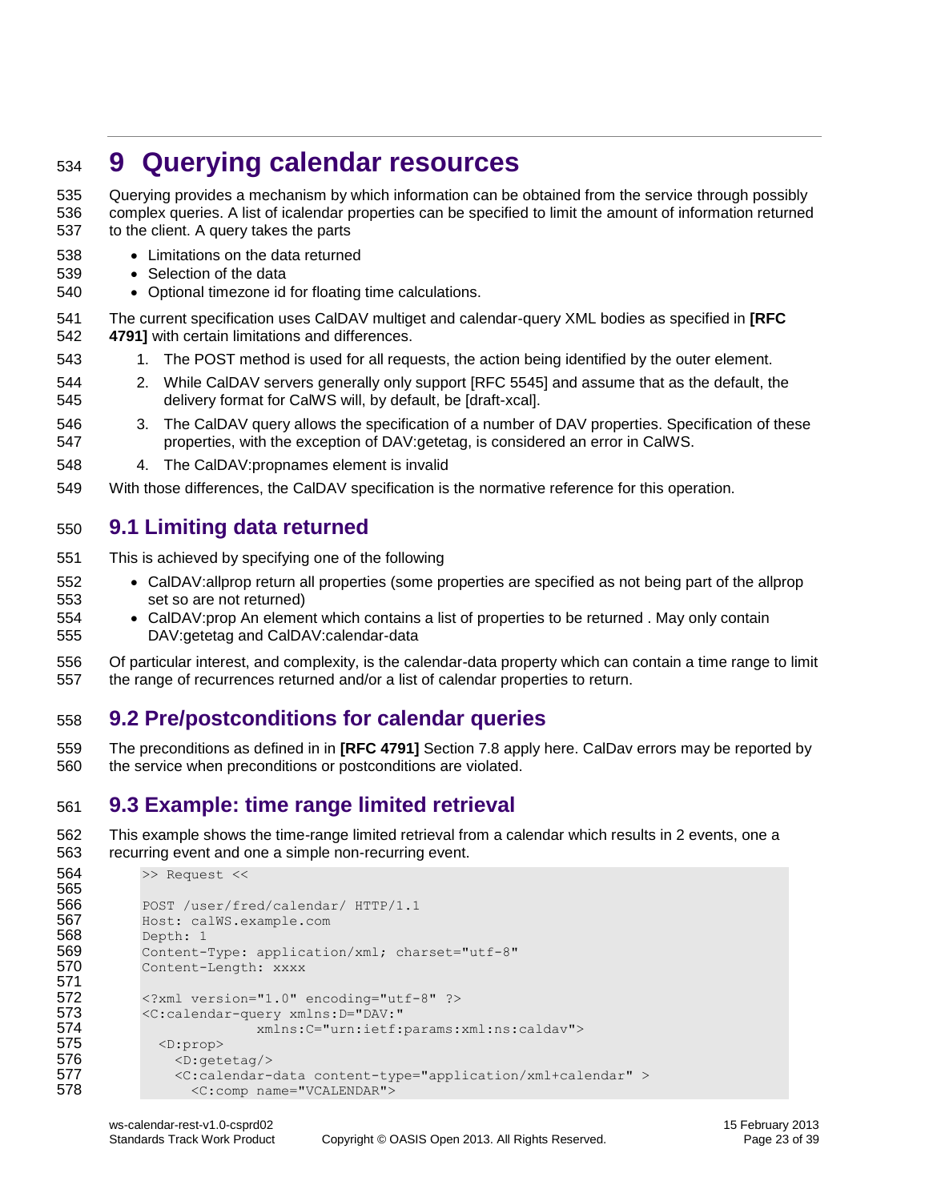# 9 Querying calendar resources

Querying provides a mechanism by which information can be obtained from the service through possibly complex queries. A list of icalendar properties can be specified to limit the amount of information returned to the client. A query takes the parts

- Limitations on the data returned
- Selection of the data
- Optional timezone id for floating time calculations.

The current specification uses CalDAV multiget and calendar-query XML bodies as specified in **[RFC 4791]** with certain limitations and differences.

1. The POST method is used for all requests, the action being identified by the outer element.
2. While CalDAV servers generally only support [RFC 5545] and assume that as the default, the delivery format for CalWS will, by default, be [draft-xcal].
3. The CalDAV query allows the specification of a number of DAV properties. Specification of these properties, with the exception of DAV:getetag, is considered an error in CalWS.
4. The CalDAV:propnames element is invalid

With those differences, the CalDAV specification is the normative reference for this operation.

## 9.1 Limiting data returned

This is achieved by specifying one of the following

- CalDAV:allprop return all properties (some properties are specified as not being part of the allprop set so are not returned)
- CalDAV:prop An element which contains a list of properties to be returned . May only contain DAV:getetag and CalDAV:calendar-data

Of particular interest, and complexity, is the calendar-data property which can contain a time range to limit the range of recurrences returned and/or a list of calendar properties to return.

## 9.2 Pre/postconditions for calendar queries

The preconditions as defined in in **[RFC 4791]** Section 7.8 apply here. CalDav errors may be reported by the service when preconditions or postconditions are violated.

## 9.3 Example: time range limited retrieval

This example shows the time-range limited retrieval from a calendar which results in 2 events, one a recurring event and one a simple non-recurring event.

```
>> Request <<

POST /user/fred/calendar/ HTTP/1.1
Host: calWS.example.com
Depth: 1
Content-Type: application/xml; charset="utf-8"
Content-Length: xxxx

<?xml version="1.0" encoding="utf-8" ?>
<C:calendar-query xmlns:D="DAV:"
              xmlns:C="urn:ietf:params:xml:ns:caldav">
  <D:prop>
    <D:getetag/>
    <C:calendar-data content-type="application/xml+calendar" >
      <C:comp name="VCALENDAR">
```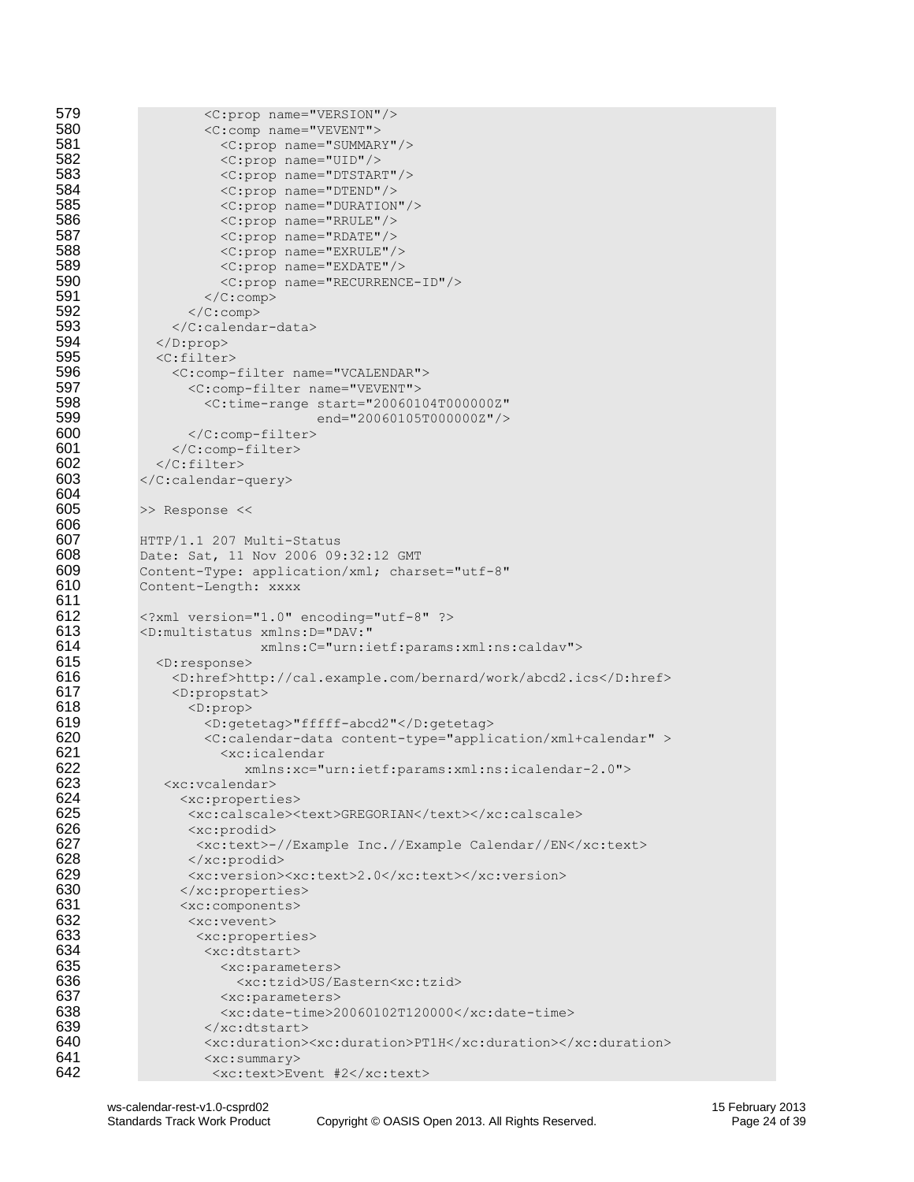```
            <C:prop name="VERSION"/>
            <C:comp name="VEVENT">
              <C:prop name="SUMMARY"/>
              <C:prop name="UID"/>
              <C:prop name="DTSTART"/>
              <C:prop name="DTEND"/>
              <C:prop name="DURATION"/>
              <C:prop name="RRULE"/>
              <C:prop name="RDATE"/>
              <C:prop name="EXRULE"/>
              <C:prop name="EXDATE"/>
              <C:prop name="RECURRENCE-ID"/>
            </C:comp>
          </C:comp>
        </C:calendar-data>
      </D:prop>
      <C:filter>
        <C:comp-filter name="VCALENDAR">
          <C:comp-filter name="VEVENT">
            <C:time-range start="20060104T000000Z"
                          end="20060105T000000Z"/>
          </C:comp-filter>
        </C:comp-filter>
      </C:filter>
    </C:calendar-query>

    >> Response <<

    HTTP/1.1 207 Multi-Status
    Date: Sat, 11 Nov 2006 09:32:12 GMT
    Content-Type: application/xml; charset="utf-8"
    Content-Length: xxxx

    <?xml version="1.0" encoding="utf-8" ?>
    <D:multistatus xmlns:D="DAV:"
                   xmlns:C="urn:ietf:params:xml:ns:caldav">
      <D:response>
        <D:href>http://cal.example.com/bernard/work/abcd2.ics</D:href>
        <D:propstat>
          <D:prop>
            <D:getetag>"fffff-abcd2"</D:getetag>
            <C:calendar-data content-type="application/xml+calendar" >
              <xc:icalendar
                 xmlns:xc="urn:ietf:params:xml:ns:icalendar-2.0">
     <xc:vcalendar>
       <xc:properties>
        <xc:calscale><text>GREGORIAN</text></xc:calscale>
        <xc:prodid>
         <xc:text>-//Example Inc.//Example Calendar//EN</xc:text>
        </xc:prodid>
        <xc:version><xc:text>2.0</xc:text></xc:version>
       </xc:properties>
       <xc:components>
        <xc:vevent>
         <xc:properties>
          <xc:dtstart>
            <xc:parameters>
              <xc:tzid>US/Eastern<xc:tzid>
            <xc:parameters>
            <xc:date-time>20060102T120000</xc:date-time>
          </xc:dtstart>
          <xc:duration><xc:duration>PT1H</xc:duration></xc:duration>
          <xc:summary>
           <xc:text>Event #2</xc:text>
```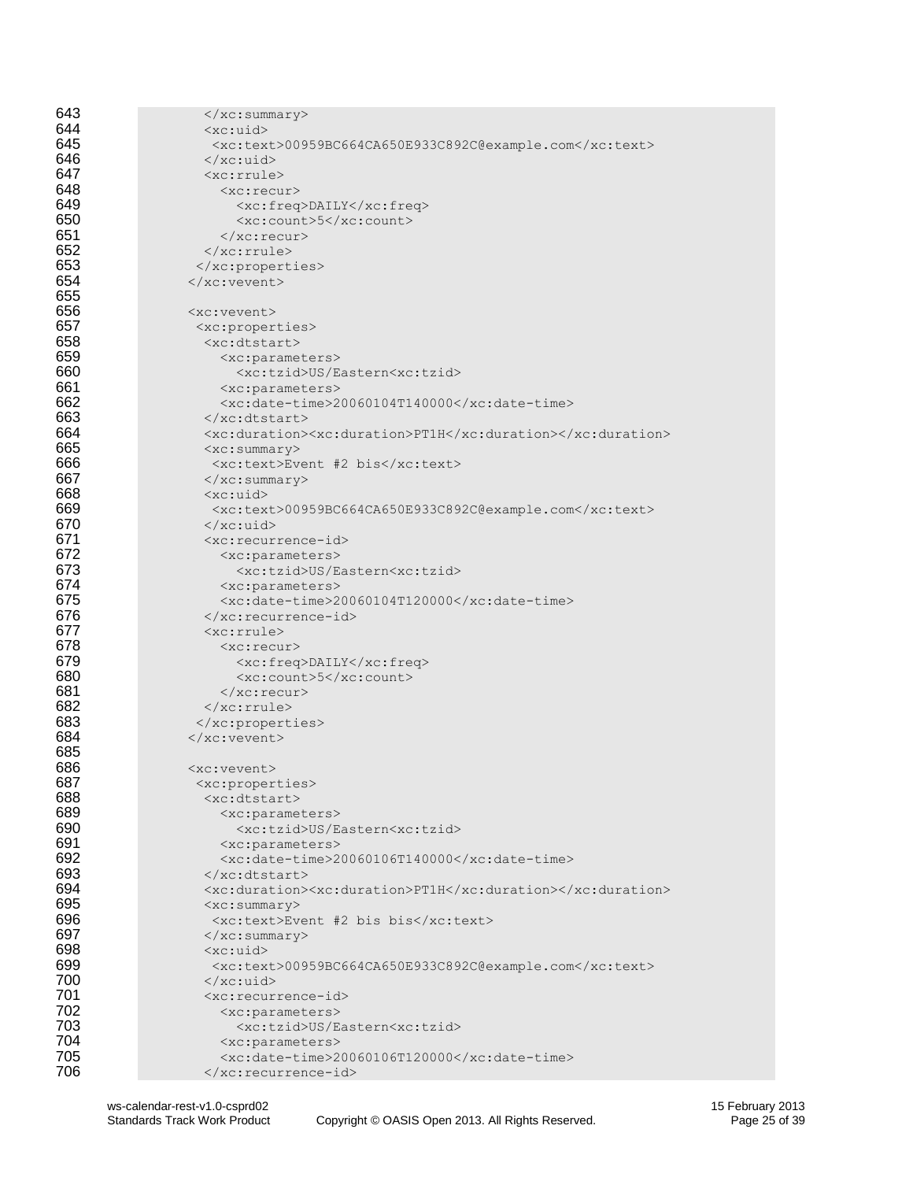```
643          </xc:summary>
644          <xc:uid>
645           <xc:text>00959BC664CA650E933C892C@example.com</xc:text>
646          </xc:uid>
647          <xc:rrule>
648            <xc:recur>
649              <xc:freq>DAILY</xc:freq>
650              <xc:count>5</xc:count>
651            </xc:recur>
652          </xc:rrule>
653         </xc:properties>
654        </xc:vevent>
655
656        <xc:vevent>
657         <xc:properties>
658          <xc:dtstart>
659            <xc:parameters>
660              <xc:tzid>US/Eastern<xc:tzid>
661            <xc:parameters>
662            <xc:date-time>20060104T140000</xc:date-time>
663          </xc:dtstart>
664          <xc:duration><xc:duration>PT1H</xc:duration></xc:duration>
665          <xc:summary>
666           <xc:text>Event #2 bis</xc:text>
667          </xc:summary>
668          <xc:uid>
669           <xc:text>00959BC664CA650E933C892C@example.com</xc:text>
670          </xc:uid>
671          <xc:recurrence-id>
672            <xc:parameters>
673              <xc:tzid>US/Eastern<xc:tzid>
674            <xc:parameters>
675            <xc:date-time>20060104T120000</xc:date-time>
676          </xc:recurrence-id>
677          <xc:rrule>
678            <xc:recur>
679              <xc:freq>DAILY</xc:freq>
680              <xc:count>5</xc:count>
681            </xc:recur>
682          </xc:rrule>
683         </xc:properties>
684        </xc:vevent>
685
686        <xc:vevent>
687         <xc:properties>
688          <xc:dtstart>
689            <xc:parameters>
690              <xc:tzid>US/Eastern<xc:tzid>
691            <xc:parameters>
692            <xc:date-time>20060106T140000</xc:date-time>
693          </xc:dtstart>
694          <xc:duration><xc:duration>PT1H</xc:duration></xc:duration>
695          <xc:summary>
696           <xc:text>Event #2 bis bis</xc:text>
697          </xc:summary>
698          <xc:uid>
699           <xc:text>00959BC664CA650E933C892C@example.com</xc:text>
700          </xc:uid>
701          <xc:recurrence-id>
702            <xc:parameters>
703              <xc:tzid>US/Eastern<xc:tzid>
704            <xc:parameters>
705            <xc:date-time>20060106T120000</xc:date-time>
706          </xc:recurrence-id>
```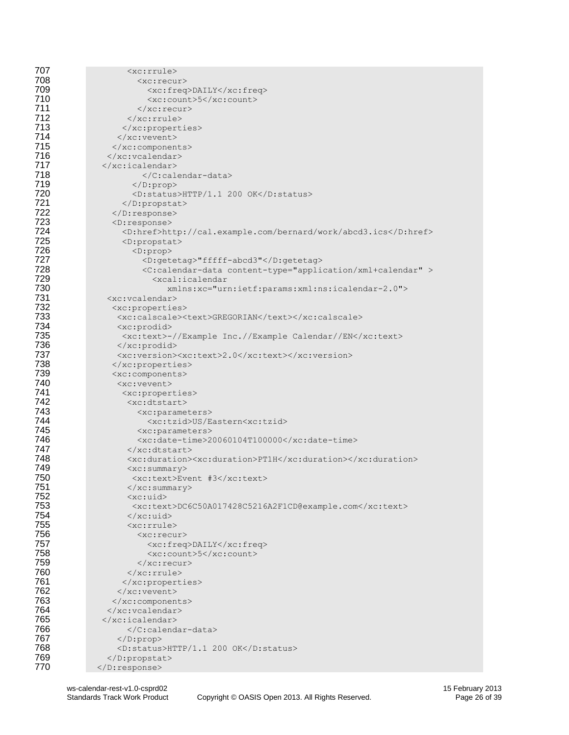```
            <xc:rrule>
              <xc:recur>
                <xc:freq>DAILY</xc:freq>
                <xc:count>5</xc:count>
              </xc:recur>
            </xc:rrule>
          </xc:properties>
        </xc:vevent>
      </xc:components>
    </xc:vcalendar>
  </xc:icalendar>
              </C:calendar-data>
            </D:prop>
            <D:status>HTTP/1.1 200 OK</D:status>
          </D:propstat>
        </D:response>
        <D:response>
          <D:href>http://cal.example.com/bernard/work/abcd3.ics</D:href>
          <D:propstat>
            <D:prop>
              <D:getetag>"fffff-abcd3"</D:getetag>
              <C:calendar-data content-type="application/xml+calendar" >
                <xcal:icalendar
                    xmlns:xc="urn:ietf:params:xml:ns:icalendar-2.0">
    <xc:vcalendar>
      <xc:properties>
        <xc:calscale><text>GREGORIAN</text></xc:calscale>
        <xc:prodid>
          <xc:text>-//Example Inc.//Example Calendar//EN</xc:text>
        </xc:prodid>
        <xc:version><xc:text>2.0</xc:text></xc:version>
      </xc:properties>
      <xc:components>
        <xc:vevent>
          <xc:properties>
            <xc:dtstart>
              <xc:parameters>
                <xc:tzid>US/Eastern<xc:tzid>
              <xc:parameters>
              <xc:date-time>20060104T100000</xc:date-time>
            </xc:dtstart>
            <xc:duration><xc:duration>PT1H</xc:duration></xc:duration>
            <xc:summary>
              <xc:text>Event #3</xc:text>
            </xc:summary>
            <xc:uid>
              <xc:text>DC6C50A017428C5216A2F1CD@example.com</xc:text>
            </xc:uid>
            <xc:rrule>
              <xc:recur>
                <xc:freq>DAILY</xc:freq>
                <xc:count>5</xc:count>
              </xc:recur>
            </xc:rrule>
          </xc:properties>
        </xc:vevent>
      </xc:components>
    </xc:vcalendar>
  </xc:icalendar>
              </C:calendar-data>
            </D:prop>
            <D:status>HTTP/1.1 200 OK</D:status>
          </D:propstat>
        </D:response>
```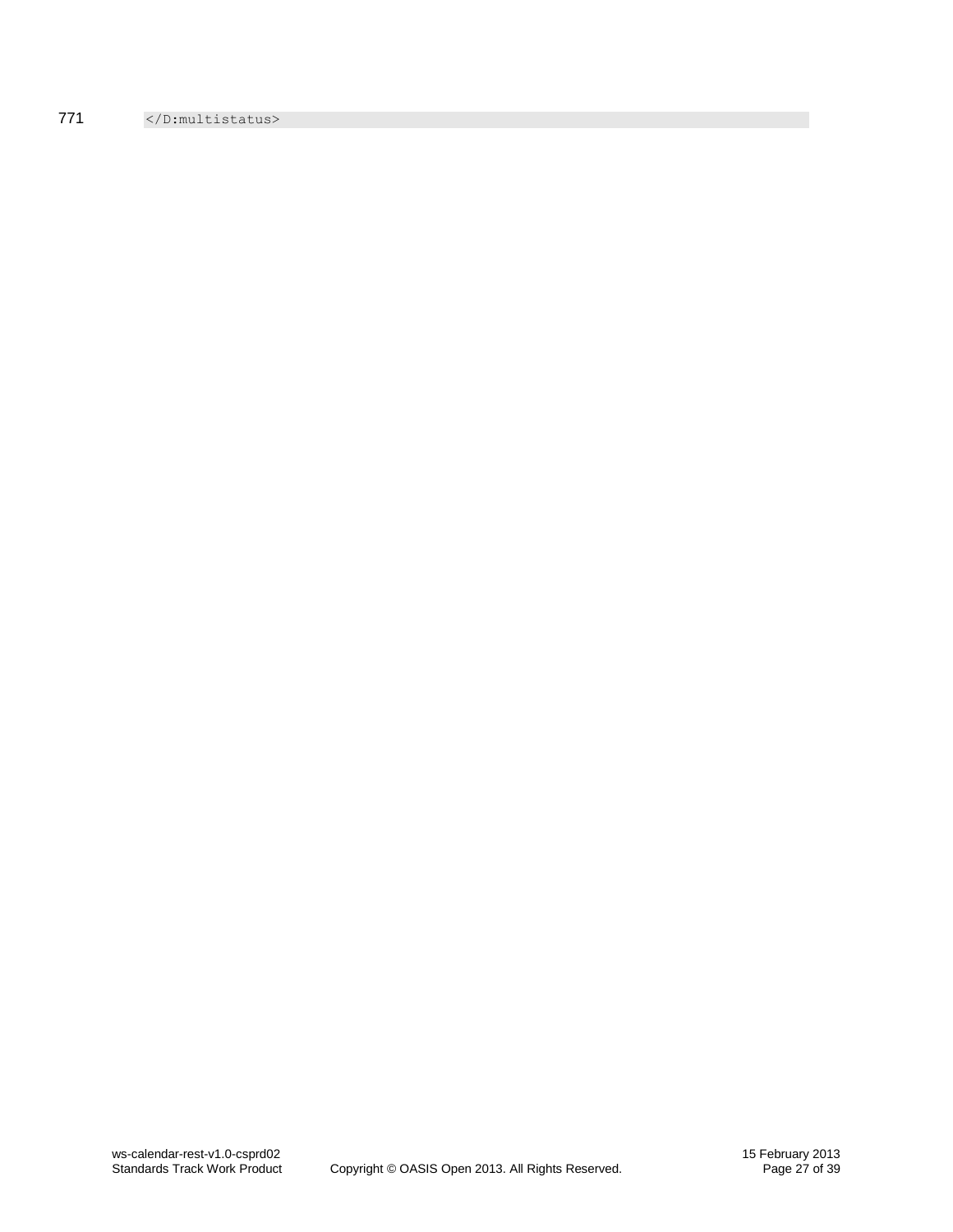```
</D:multistatus>
```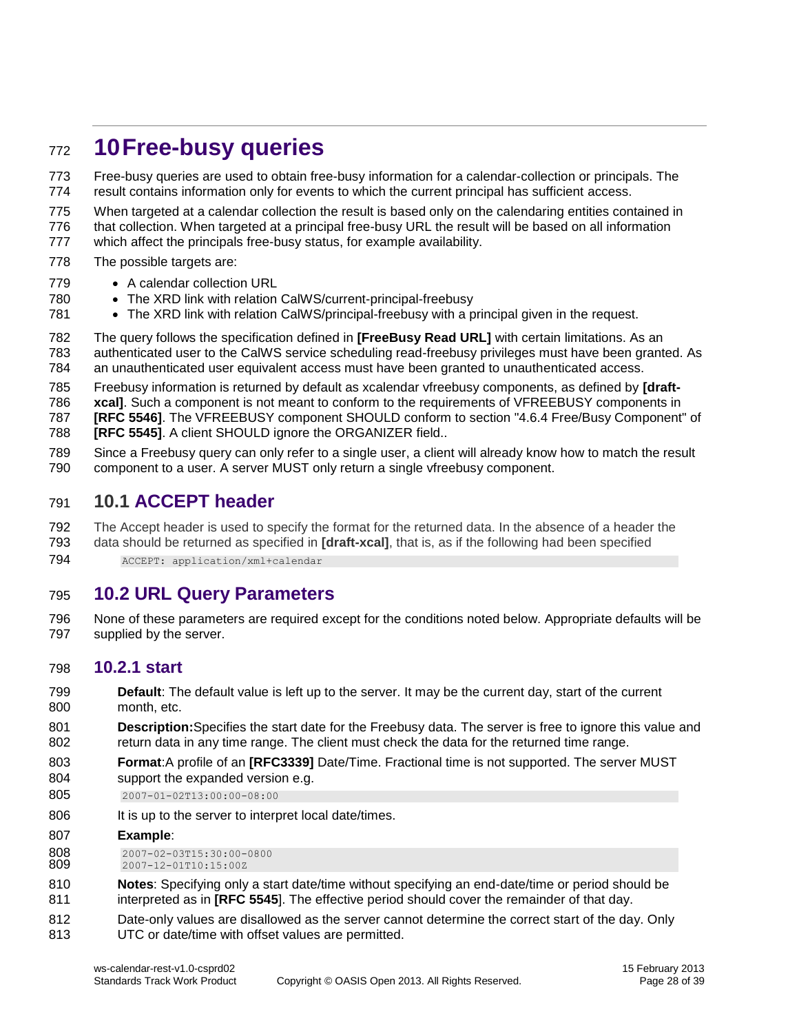# 10 Free-busy queries

Free-busy queries are used to obtain free-busy information for a calendar-collection or principals. The result contains information only for events to which the current principal has sufficient access.

When targeted at a calendar collection the result is based only on the calendaring entities contained in that collection. When targeted at a principal free-busy URL the result will be based on all information which affect the principals free-busy status, for example availability.

The possible targets are:

- A calendar collection URL
- The XRD link with relation CalWS/current-principal-freebusy
- The XRD link with relation CalWS/principal-freebusy with a principal given in the request.

The query follows the specification defined in **[FreeBusy Read URL]** with certain limitations. As an authenticated user to the CalWS service scheduling read-freebusy privileges must have been granted. As an unauthenticated user equivalent access must have been granted to unauthenticated access.

Freebusy information is returned by default as xcalendar vfreebusy components, as defined by **[draft-xcal]**. Such a component is not meant to conform to the requirements of VFREEBUSY components in **[RFC 5546]**. The VFREEBUSY component SHOULD conform to section "4.6.4 Free/Busy Component" of **[RFC 5545]**. A client SHOULD ignore the ORGANIZER field..

Since a Freebusy query can only refer to a single user, a client will already know how to match the result component to a user. A server MUST only return a single vfreebusy component.

## 10.1 ACCEPT header

The Accept header is used to specify the format for the returned data. In the absence of a header the data should be returned as specified in **[draft-xcal]**, that is, as if the following had been specified

```
ACCEPT: application/xml+calendar
```

## 10.2 URL Query Parameters

None of these parameters are required except for the conditions noted below. Appropriate defaults will be supplied by the server.

### 10.2.1 start

**Default**: The default value is left up to the server. It may be the current day, start of the current month, etc.

**Description:**Specifies the start date for the Freebusy data. The server is free to ignore this value and return data in any time range. The client must check the data for the returned time range.

**Format**:A profile of an **[RFC3339]** Date/Time. Fractional time is not supported. The server MUST support the expanded version e.g.

```
2007-01-02T13:00:00-08:00
```

It is up to the server to interpret local date/times.

**Example**:

```
2007-02-03T15:30:00-0800
2007-12-01T10:15:00Z
```

**Notes**: Specifying only a start date/time without specifying an end-date/time or period should be interpreted as in **[RFC 5545**]. The effective period should cover the remainder of that day.

Date-only values are disallowed as the server cannot determine the correct start of the day. Only UTC or date/time with offset values are permitted.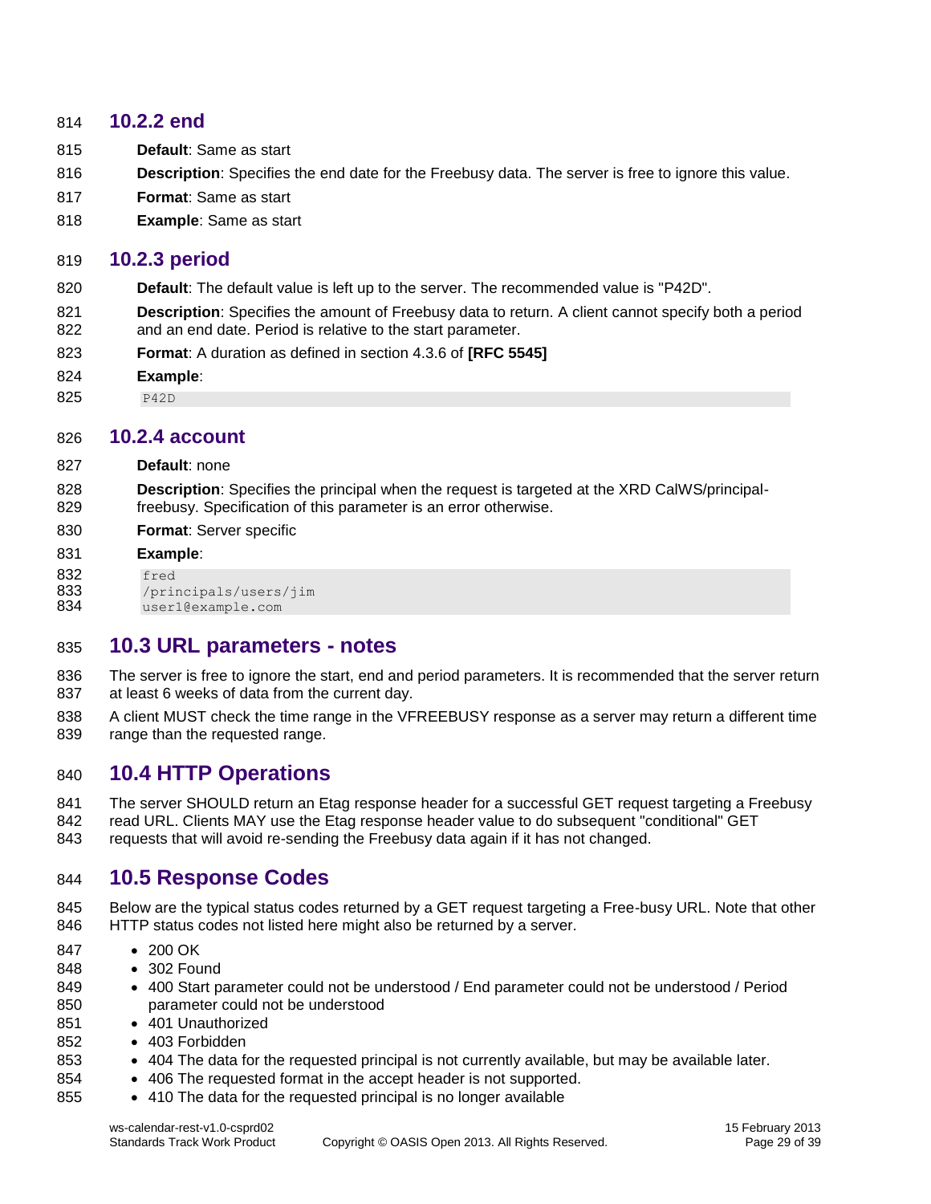### 10.2.2 end

**Default**: Same as start

**Description**: Specifies the end date for the Freebusy data. The server is free to ignore this value.

**Format**: Same as start

**Example**: Same as start

### 10.2.3 period

**Default**: The default value is left up to the server. The recommended value is "P42D".

**Description**: Specifies the amount of Freebusy data to return. A client cannot specify both a period and an end date. Period is relative to the start parameter.

**Format**: A duration as defined in section 4.3.6 of **[RFC 5545]**

**Example**:

```
P42D
```

### 10.2.4 account

**Default**: none

**Description**: Specifies the principal when the request is targeted at the XRD CalWS/principal-freebusy. Specification of this parameter is an error otherwise.

**Format**: Server specific

**Example**:

```
fred
/principals/users/jim
user1@example.com
```

## 10.3 URL parameters - notes

The server is free to ignore the start, end and period parameters. It is recommended that the server return at least 6 weeks of data from the current day.

A client MUST check the time range in the VFREEBUSY response as a server may return a different time range than the requested range.

## 10.4 HTTP Operations

The server SHOULD return an Etag response header for a successful GET request targeting a Freebusy read URL. Clients MAY use the Etag response header value to do subsequent "conditional" GET requests that will avoid re-sending the Freebusy data again if it has not changed.

## 10.5 Response Codes

Below are the typical status codes returned by a GET request targeting a Free-busy URL. Note that other HTTP status codes not listed here might also be returned by a server.

- 200 OK
- 302 Found
- 400 Start parameter could not be understood / End parameter could not be understood / Period parameter could not be understood
- 401 Unauthorized
- 403 Forbidden
- 404 The data for the requested principal is not currently available, but may be available later.
- 406 The requested format in the accept header is not supported.
- 410 The data for the requested principal is no longer available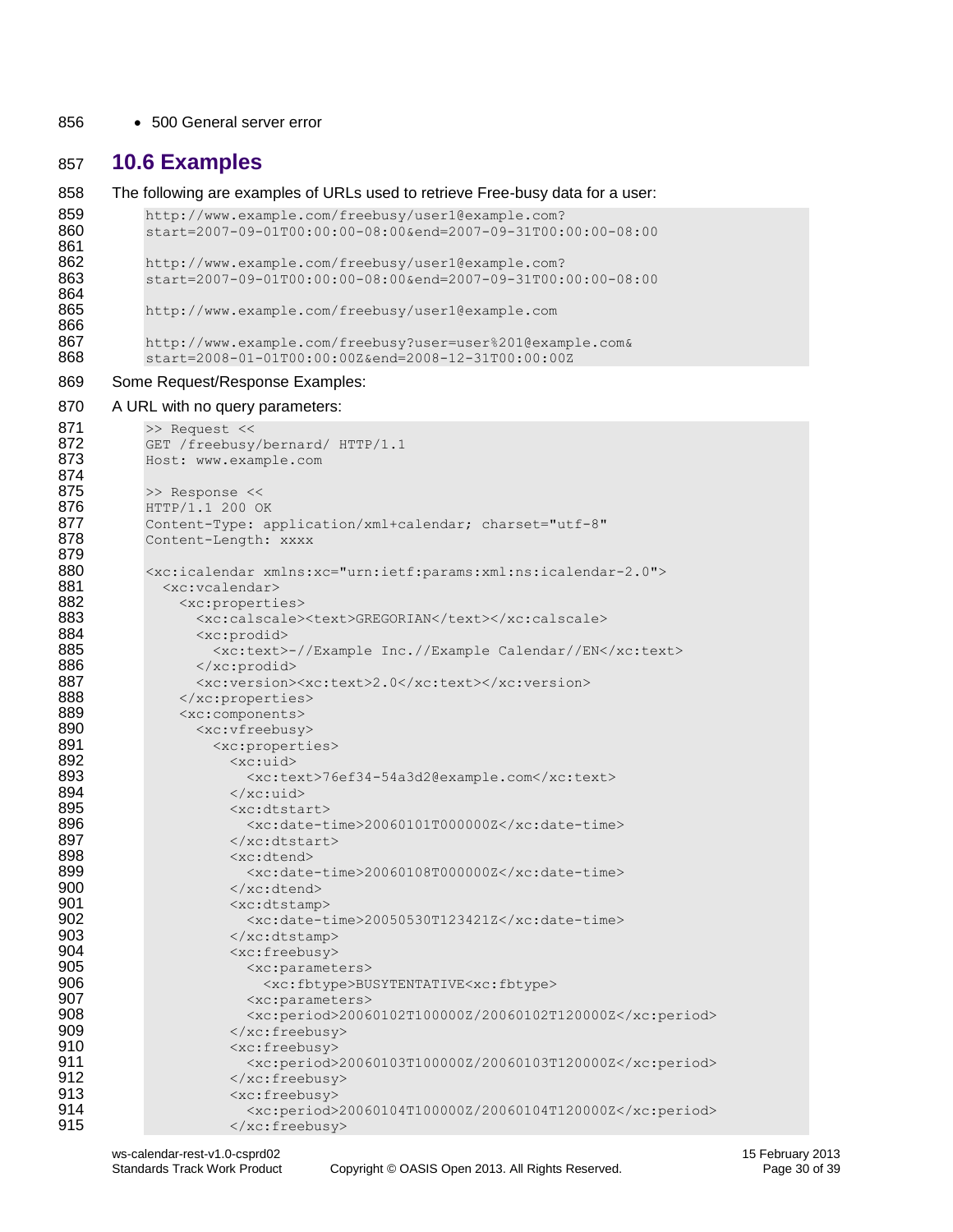- 500 General server error

## 10.6 Examples

The following are examples of URLs used to retrieve Free-busy data for a user:

```
http://www.example.com/freebusy/user1@example.com?
start=2007-09-01T00:00:00-08:00&end=2007-09-31T00:00:00-08:00

http://www.example.com/freebusy/user1@example.com?
start=2007-09-01T00:00:00-08:00&end=2007-09-31T00:00:00-08:00

http://www.example.com/freebusy/user1@example.com

http://www.example.com/freebusy?user=user%201@example.com&
start=2008-01-01T00:00:00Z&end=2008-12-31T00:00:00Z
```

Some Request/Response Examples:

A URL with no query parameters:

```
>> Request <<
GET /freebusy/bernard/ HTTP/1.1
Host: www.example.com

>> Response <<
HTTP/1.1 200 OK
Content-Type: application/xml+calendar; charset="utf-8"
Content-Length: xxxx

<xc:icalendar xmlns:xc="urn:ietf:params:xml:ns:icalendar-2.0">
  <xc:vcalendar>
    <xc:properties>
      <xc:calscale><text>GREGORIAN</text></xc:calscale>
      <xc:prodid>
        <xc:text>-//Example Inc.//Example Calendar//EN</xc:text>
      </xc:prodid>
      <xc:version><xc:text>2.0</xc:text></xc:version>
    </xc:properties>
    <xc:components>
      <xc:vfreebusy>
        <xc:properties>
          <xc:uid>
            <xc:text>76ef34-54a3d2@example.com</xc:text>
          </xc:uid>
          <xc:dtstart>
            <xc:date-time>20060101T000000Z</xc:date-time>
          </xc:dtstart>
          <xc:dtend>
            <xc:date-time>20060108T000000Z</xc:date-time>
          </xc:dtend>
          <xc:dtstamp>
            <xc:date-time>20050530T123421Z</xc:date-time>
          </xc:dtstamp>
          <xc:freebusy>
            <xc:parameters>
              <xc:fbtype>BUSYTENTATIVE<xc:fbtype>
            <xc:parameters>
            <xc:period>20060102T100000Z/20060102T120000Z</xc:period>
          </xc:freebusy>
          <xc:freebusy>
            <xc:period>20060103T100000Z/20060103T120000Z</xc:period>
          </xc:freebusy>
          <xc:freebusy>
            <xc:period>20060104T100000Z/20060104T120000Z</xc:period>
          </xc:freebusy>
```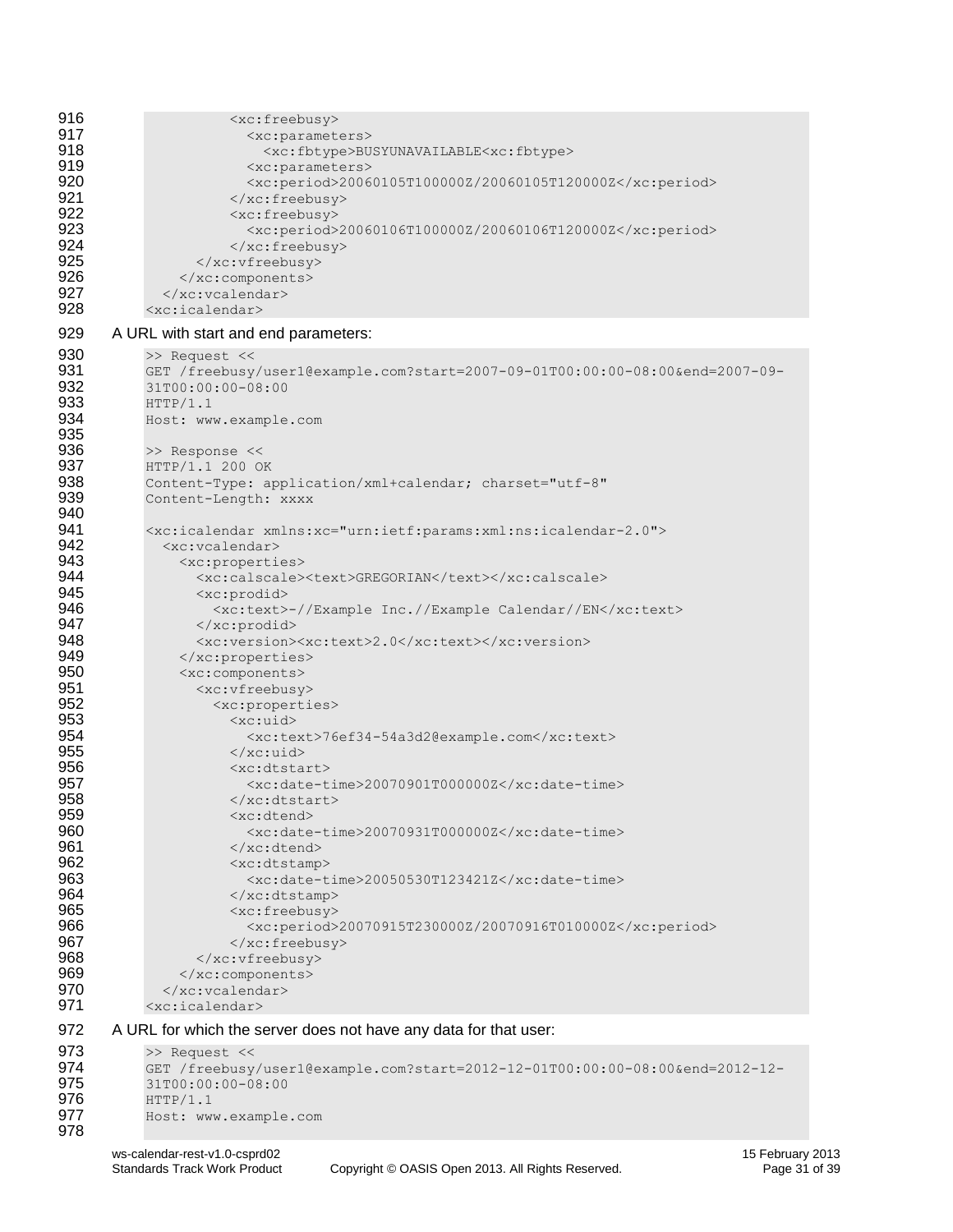```
            <xc:freebusy>
              <xc:parameters>
                <xc:fbtype>BUSYUNAVAILABLE<xc:fbtype>
              <xc:parameters>
              <xc:period>20060105T100000Z/20060105T120000Z</xc:period>
            </xc:freebusy>
            <xc:freebusy>
              <xc:period>20060106T100000Z/20060106T120000Z</xc:period>
            </xc:freebusy>
        </xc:vfreebusy>
      </xc:components>
    </xc:vcalendar>
  <xc:icalendar>
```

A URL with start and end parameters:

```
>> Request <<
GET /freebusy/user1@example.com?start=2007-09-01T00:00:00-08:00&end=2007-09-
31T00:00:00-08:00
HTTP/1.1
Host: www.example.com

>> Response <<
HTTP/1.1 200 OK
Content-Type: application/xml+calendar; charset="utf-8"
Content-Length: xxxx

<xc:icalendar xmlns:xc="urn:ietf:params:xml:ns:icalendar-2.0">
  <xc:vcalendar>
    <xc:properties>
      <xc:calscale><text>GREGORIAN</text></xc:calscale>
      <xc:prodid>
        <xc:text>-//Example Inc.//Example Calendar//EN</xc:text>
      </xc:prodid>
      <xc:version><xc:text>2.0</xc:text></xc:version>
    </xc:properties>
    <xc:components>
      <xc:vfreebusy>
        <xc:properties>
          <xc:uid>
            <xc:text>76ef34-54a3d2@example.com</xc:text>
          </xc:uid>
          <xc:dtstart>
            <xc:date-time>20070901T000000Z</xc:date-time>
          </xc:dtstart>
          <xc:dtend>
            <xc:date-time>20070931T000000Z</xc:date-time>
          </xc:dtend>
          <xc:dtstamp>
            <xc:date-time>20050530T123421Z</xc:date-time>
          </xc:dtstamp>
          <xc:freebusy>
            <xc:period>20070915T230000Z/20070916T010000Z</xc:period>
          </xc:freebusy>
      </xc:vfreebusy>
    </xc:components>
  </xc:vcalendar>
<xc:icalendar>
```

A URL for which the server does not have any data for that user:

```
>> Request <<
GET /freebusy/user1@example.com?start=2012-12-01T00:00:00-08:00&end=2012-12-
31T00:00:00-08:00
HTTP/1.1
Host: www.example.com

```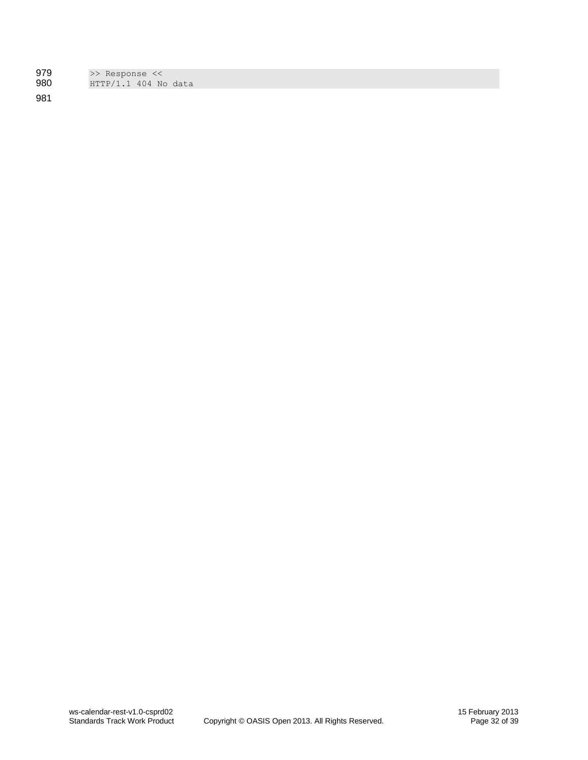```
>> Response <<
HTTP/1.1 404 No data
```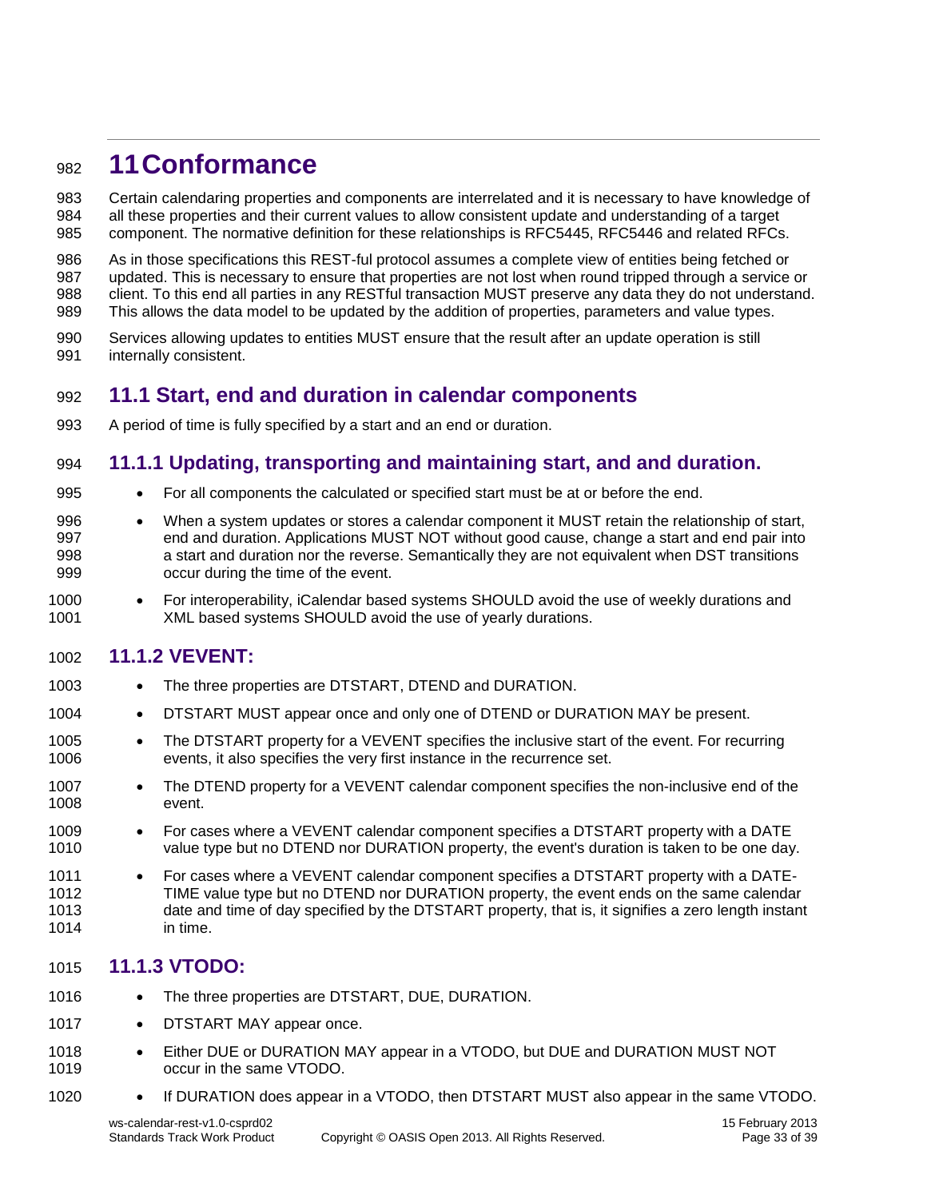# 11 Conformance

Certain calendaring properties and components are interrelated and it is necessary to have knowledge of all these properties and their current values to allow consistent update and understanding of a target component. The normative definition for these relationships is RFC5445, RFC5446 and related RFCs.

As in those specifications this REST-ful protocol assumes a complete view of entities being fetched or updated. This is necessary to ensure that properties are not lost when round tripped through a service or client. To this end all parties in any RESTful transaction MUST preserve any data they do not understand. This allows the data model to be updated by the addition of properties, parameters and value types.

Services allowing updates to entities MUST ensure that the result after an update operation is still internally consistent.

## 11.1 Start, end and duration in calendar components

A period of time is fully specified by a start and an end or duration.

### 11.1.1 Updating, transporting and maintaining start, and and duration.

- For all components the calculated or specified start must be at or before the end.
- When a system updates or stores a calendar component it MUST retain the relationship of start, end and duration. Applications MUST NOT without good cause, change a start and end pair into a start and duration nor the reverse. Semantically they are not equivalent when DST transitions occur during the time of the event.
- For interoperability, iCalendar based systems SHOULD avoid the use of weekly durations and XML based systems SHOULD avoid the use of yearly durations.

### 11.1.2 VEVENT:

- The three properties are DTSTART, DTEND and DURATION.
- DTSTART MUST appear once and only one of DTEND or DURATION MAY be present.
- The DTSTART property for a VEVENT specifies the inclusive start of the event. For recurring events, it also specifies the very first instance in the recurrence set.
- The DTEND property for a VEVENT calendar component specifies the non-inclusive end of the event.
- For cases where a VEVENT calendar component specifies a DTSTART property with a DATE value type but no DTEND nor DURATION property, the event's duration is taken to be one day.
- For cases where a VEVENT calendar component specifies a DTSTART property with a DATE-TIME value type but no DTEND nor DURATION property, the event ends on the same calendar date and time of day specified by the DTSTART property, that is, it signifies a zero length instant in time.

### 11.1.3 VTODO:

- The three properties are DTSTART, DUE, DURATION.
- DTSTART MAY appear once.
- Either DUE or DURATION MAY appear in a VTODO, but DUE and DURATION MUST NOT occur in the same VTODO.
- If DURATION does appear in a VTODO, then DTSTART MUST also appear in the same VTODO.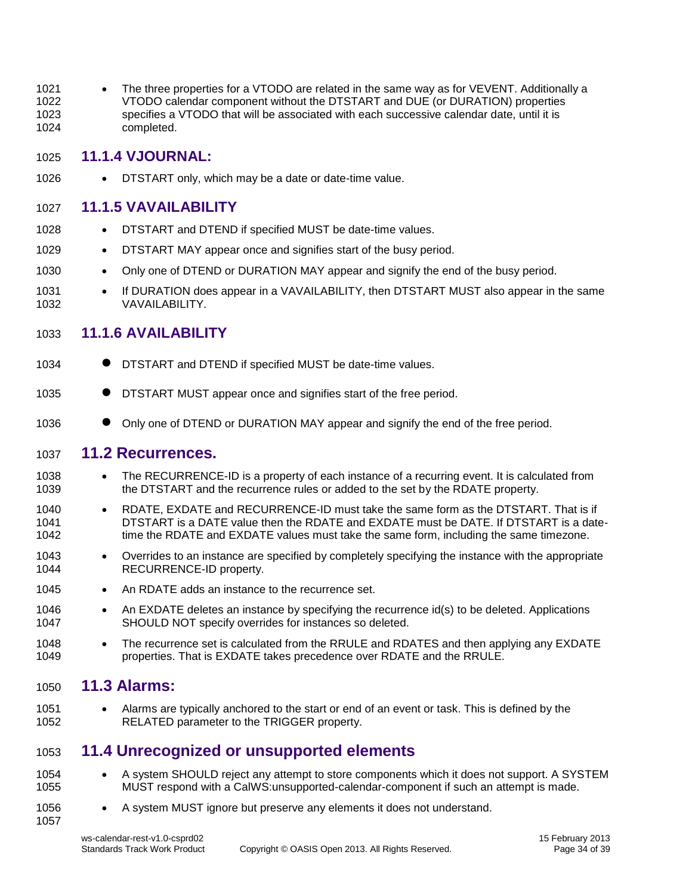- The three properties for a VTODO are related in the same way as for VEVENT. Additionally a VTODO calendar component without the DTSTART and DUE (or DURATION) properties specifies a VTODO that will be associated with each successive calendar date, until it is completed.

### 11.1.4 VJOURNAL:

- DTSTART only, which may be a date or date-time value.

### 11.1.5 VAVAILABILITY

- DTSTART and DTEND if specified MUST be date-time values.
- DTSTART MAY appear once and signifies start of the busy period.
- Only one of DTEND or DURATION MAY appear and signify the end of the busy period.
- If DURATION does appear in a VAVAILABILITY, then DTSTART MUST also appear in the same VAVAILABILITY.

### 11.1.6 AVAILABILITY

- DTSTART and DTEND if specified MUST be date-time values.
- DTSTART MUST appear once and signifies start of the free period.
- Only one of DTEND or DURATION MAY appear and signify the end of the free period.

## 11.2 Recurrences.

- The RECURRENCE-ID is a property of each instance of a recurring event. It is calculated from the DTSTART and the recurrence rules or added to the set by the RDATE property.
- RDATE, EXDATE and RECURRENCE-ID must take the same form as the DTSTART. That is if DTSTART is a DATE value then the RDATE and EXDATE must be DATE. If DTSTART is a date-time the RDATE and EXDATE values must take the same form, including the same timezone.
- Overrides to an instance are specified by completely specifying the instance with the appropriate RECURRENCE-ID property.
- An RDATE adds an instance to the recurrence set.
- An EXDATE deletes an instance by specifying the recurrence id(s) to be deleted. Applications SHOULD NOT specify overrides for instances so deleted.
- The recurrence set is calculated from the RRULE and RDATES and then applying any EXDATE properties. That is EXDATE takes precedence over RDATE and the RRULE.

## 11.3 Alarms:

- Alarms are typically anchored to the start or end of an event or task. This is defined by the RELATED parameter to the TRIGGER property.

## 11.4 Unrecognized or unsupported elements

- A system SHOULD reject any attempt to store components which it does not support. A SYSTEM MUST respond with a CalWS:unsupported-calendar-component if such an attempt is made.
- A system MUST ignore but preserve any elements it does not understand.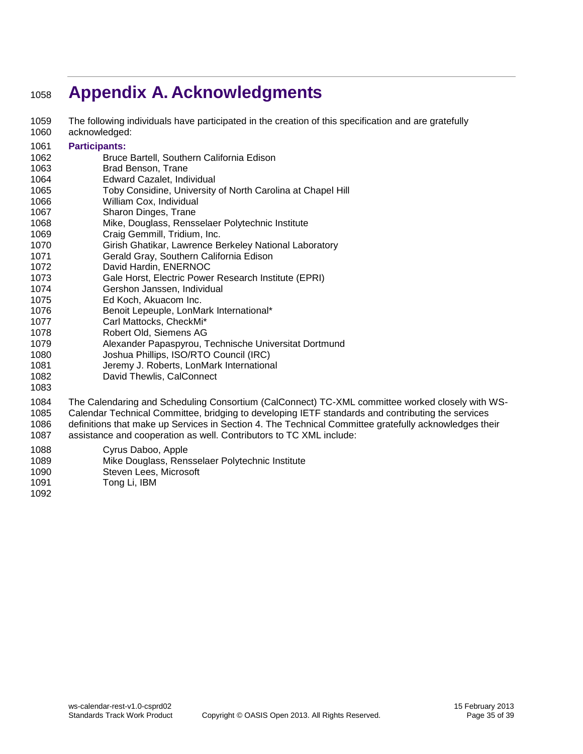# Appendix A. Acknowledgments

The following individuals have participated in the creation of this specification and are gratefully acknowledged:

**Participants:**

Bruce Bartell, Southern California Edison
Brad Benson, Trane
Edward Cazalet, Individual
Toby Considine, University of North Carolina at Chapel Hill
William Cox, Individual
Sharon Dinges, Trane
Mike, Douglass, Rensselaer Polytechnic Institute
Craig Gemmill, Tridium, Inc.
Girish Ghatikar, Lawrence Berkeley National Laboratory
Gerald Gray, Southern California Edison
David Hardin, ENERNOC
Gale Horst, Electric Power Research Institute (EPRI)
Gershon Janssen, Individual
Ed Koch, Akuacom Inc.
Benoit Lepeuple, LonMark International*
Carl Mattocks, CheckMi*
Robert Old, Siemens AG
Alexander Papaspyrou, Technische Universitat Dortmund
Joshua Phillips, ISO/RTO Council (IRC)
Jeremy J. Roberts, LonMark International
David Thewlis, CalConnect

The Calendaring and Scheduling Consortium (CalConnect) TC-XML committee worked closely with WS-Calendar Technical Committee, bridging to developing IETF standards and contributing the services definitions that make up Services in Section 4. The Technical Committee gratefully acknowledges their assistance and cooperation as well. Contributors to TC XML include:

Cyrus Daboo, Apple
Mike Douglass, Rensselaer Polytechnic Institute
Steven Lees, Microsoft
Tong Li, IBM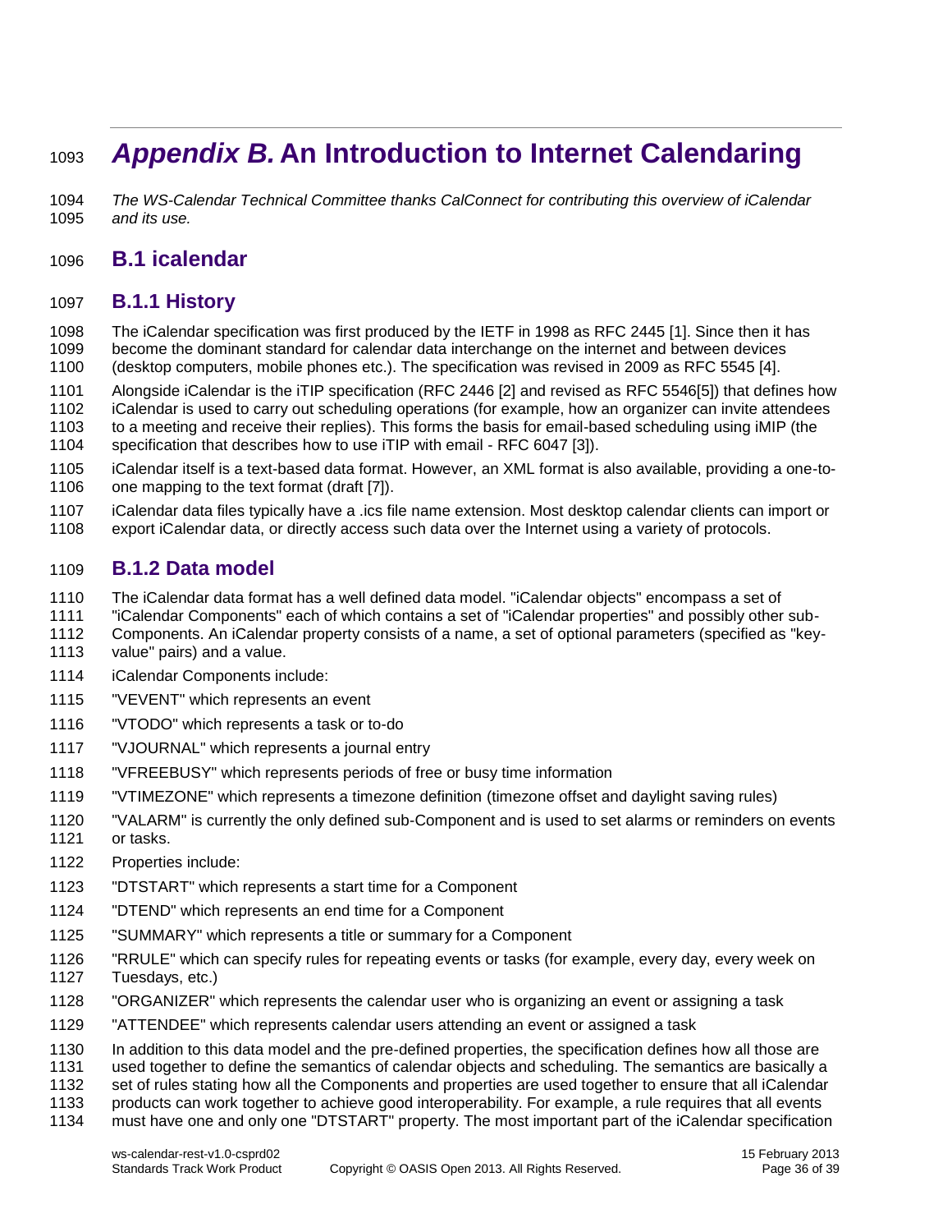# *Appendix B.* An Introduction to Internet Calendaring

*The WS-Calendar Technical Committee thanks CalConnect for contributing this overview of iCalendar and its use.*

## B.1 icalendar

### B.1.1 History

The iCalendar specification was first produced by the IETF in 1998 as RFC 2445 [1]. Since then it has become the dominant standard for calendar data interchange on the internet and between devices (desktop computers, mobile phones etc.). The specification was revised in 2009 as RFC 5545 [4].

Alongside iCalendar is the iTIP specification (RFC 2446 [2] and revised as RFC 5546[5]) that defines how iCalendar is used to carry out scheduling operations (for example, how an organizer can invite attendees to a meeting and receive their replies). This forms the basis for email-based scheduling using iMIP (the specification that describes how to use iTIP with email - RFC 6047 [3]).

iCalendar itself is a text-based data format. However, an XML format is also available, providing a one-to-one mapping to the text format (draft [7]).

iCalendar data files typically have a .ics file name extension. Most desktop calendar clients can import or export iCalendar data, or directly access such data over the Internet using a variety of protocols.

### B.1.2 Data model

The iCalendar data format has a well defined data model. "iCalendar objects" encompass a set of "iCalendar Components" each of which contains a set of "iCalendar properties" and possibly other sub-Components. An iCalendar property consists of a name, a set of optional parameters (specified as "key-value" pairs) and a value.

iCalendar Components include:

"VEVENT" which represents an event

"VTODO" which represents a task or to-do

"VJOURNAL" which represents a journal entry

"VFREEBUSY" which represents periods of free or busy time information

"VTIMEZONE" which represents a timezone definition (timezone offset and daylight saving rules)

"VALARM" is currently the only defined sub-Component and is used to set alarms or reminders on events or tasks.

Properties include:

"DTSTART" which represents a start time for a Component

"DTEND" which represents an end time for a Component

"SUMMARY" which represents a title or summary for a Component

"RRULE" which can specify rules for repeating events or tasks (for example, every day, every week on Tuesdays, etc.)

"ORGANIZER" which represents the calendar user who is organizing an event or assigning a task

"ATTENDEE" which represents calendar users attending an event or assigned a task

In addition to this data model and the pre-defined properties, the specification defines how all those are used together to define the semantics of calendar objects and scheduling. The semantics are basically a set of rules stating how all the Components and properties are used together to ensure that all iCalendar products can work together to achieve good interoperability. For example, a rule requires that all events must have one and only one "DTSTART" property. The most important part of the iCalendar specification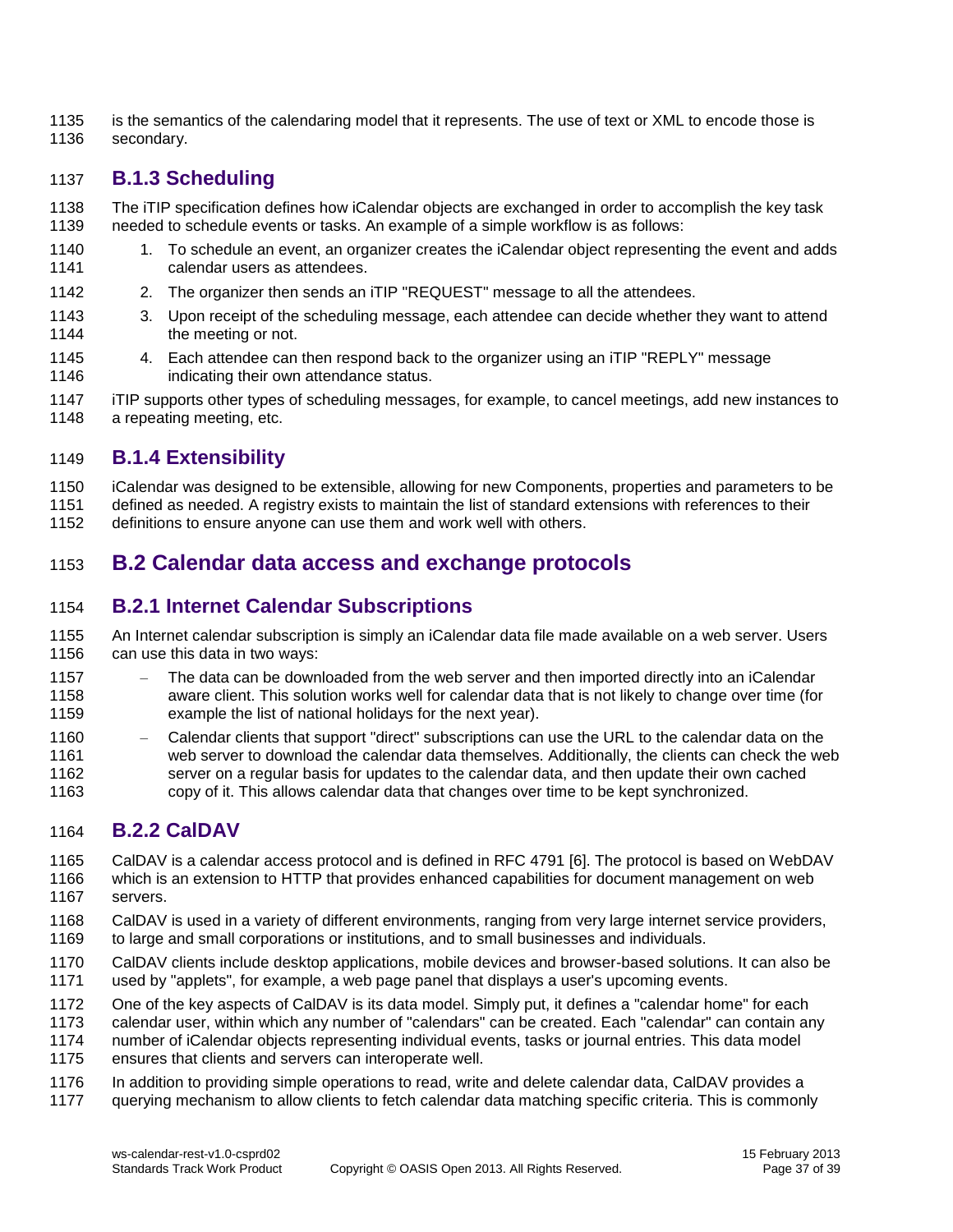is the semantics of the calendaring model that it represents. The use of text or XML to encode those is secondary.

### B.1.3 Scheduling

The iTIP specification defines how iCalendar objects are exchanged in order to accomplish the key task needed to schedule events or tasks. An example of a simple workflow is as follows:

1. To schedule an event, an organizer creates the iCalendar object representing the event and adds calendar users as attendees.
2. The organizer then sends an iTIP "REQUEST" message to all the attendees.
3. Upon receipt of the scheduling message, each attendee can decide whether they want to attend the meeting or not.
4. Each attendee can then respond back to the organizer using an iTIP "REPLY" message indicating their own attendance status.

iTIP supports other types of scheduling messages, for example, to cancel meetings, add new instances to a repeating meeting, etc.

### B.1.4 Extensibility

iCalendar was designed to be extensible, allowing for new Components, properties and parameters to be defined as needed. A registry exists to maintain the list of standard extensions with references to their definitions to ensure anyone can use them and work well with others.

## B.2 Calendar data access and exchange protocols

### B.2.1 Internet Calendar Subscriptions

An Internet calendar subscription is simply an iCalendar data file made available on a web server. Users can use this data in two ways:

- The data can be downloaded from the web server and then imported directly into an iCalendar aware client. This solution works well for calendar data that is not likely to change over time (for example the list of national holidays for the next year).
- Calendar clients that support "direct" subscriptions can use the URL to the calendar data on the web server to download the calendar data themselves. Additionally, the clients can check the web server on a regular basis for updates to the calendar data, and then update their own cached copy of it. This allows calendar data that changes over time to be kept synchronized.

### B.2.2 CalDAV

CalDAV is a calendar access protocol and is defined in RFC 4791 [6]. The protocol is based on WebDAV which is an extension to HTTP that provides enhanced capabilities for document management on web servers.

CalDAV is used in a variety of different environments, ranging from very large internet service providers, to large and small corporations or institutions, and to small businesses and individuals.

CalDAV clients include desktop applications, mobile devices and browser-based solutions. It can also be used by "applets", for example, a web page panel that displays a user's upcoming events.

One of the key aspects of CalDAV is its data model. Simply put, it defines a "calendar home" for each calendar user, within which any number of "calendars" can be created. Each "calendar" can contain any number of iCalendar objects representing individual events, tasks or journal entries. This data model ensures that clients and servers can interoperate well.

In addition to providing simple operations to read, write and delete calendar data, CalDAV provides a querying mechanism to allow clients to fetch calendar data matching specific criteria. This is commonly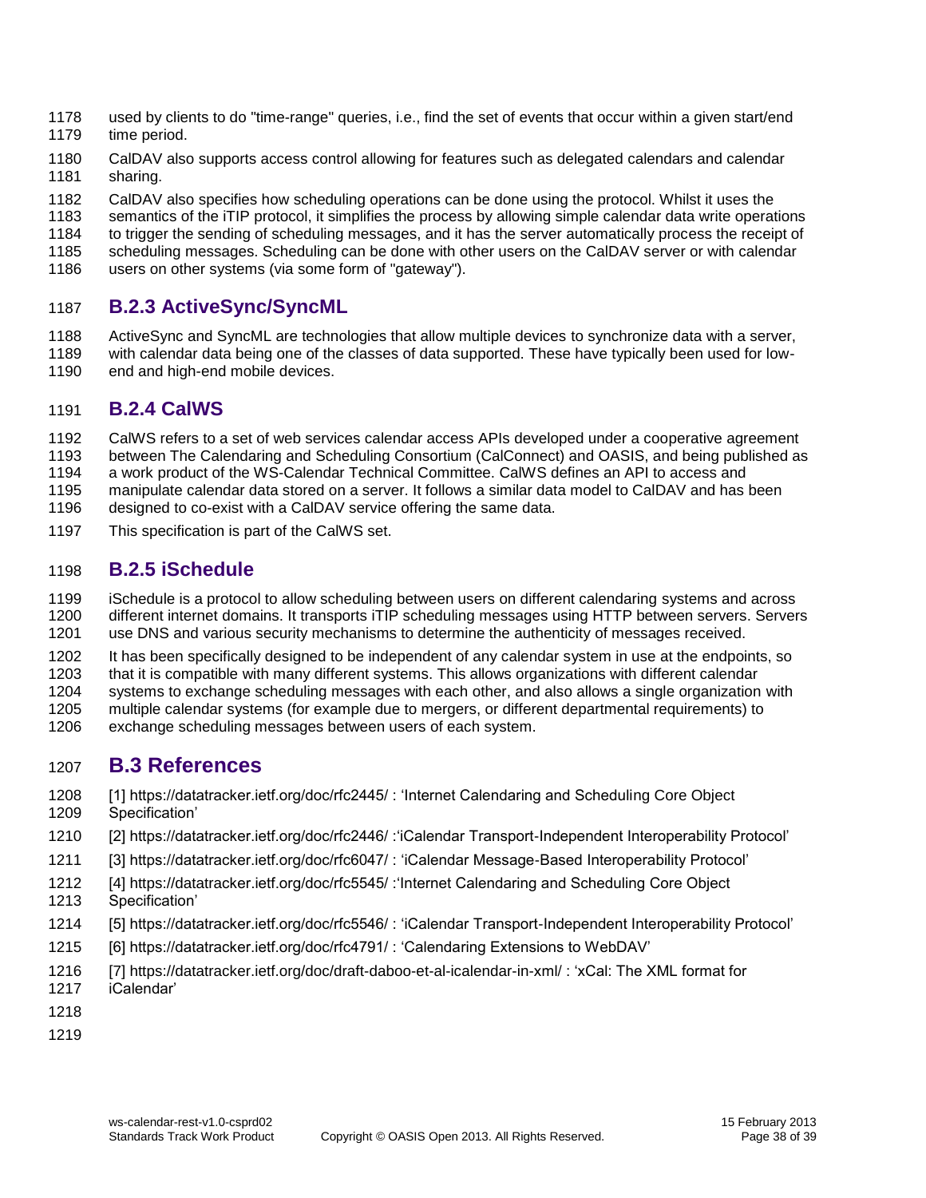used by clients to do "time-range" queries, i.e., find the set of events that occur within a given start/end time period.

CalDAV also supports access control allowing for features such as delegated calendars and calendar sharing.

CalDAV also specifies how scheduling operations can be done using the protocol. Whilst it uses the semantics of the iTIP protocol, it simplifies the process by allowing simple calendar data write operations to trigger the sending of scheduling messages, and it has the server automatically process the receipt of scheduling messages. Scheduling can be done with other users on the CalDAV server or with calendar users on other systems (via some form of "gateway").

### B.2.3 ActiveSync/SyncML

ActiveSync and SyncML are technologies that allow multiple devices to synchronize data with a server, with calendar data being one of the classes of data supported. These have typically been used for low-end and high-end mobile devices.

### B.2.4 CalWS

CalWS refers to a set of web services calendar access APIs developed under a cooperative agreement between The Calendaring and Scheduling Consortium (CalConnect) and OASIS, and being published as a work product of the WS-Calendar Technical Committee. CalWS defines an API to access and manipulate calendar data stored on a server. It follows a similar data model to CalDAV and has been designed to co-exist with a CalDAV service offering the same data.

This specification is part of the CalWS set.

### B.2.5 iSchedule

iSchedule is a protocol to allow scheduling between users on different calendaring systems and across different internet domains. It transports iTIP scheduling messages using HTTP between servers. Servers use DNS and various security mechanisms to determine the authenticity of messages received.

It has been specifically designed to be independent of any calendar system in use at the endpoints, so that it is compatible with many different systems. This allows organizations with different calendar systems to exchange scheduling messages with each other, and also allows a single organization with multiple calendar systems (for example due to mergers, or different departmental requirements) to exchange scheduling messages between users of each system.

## B.3 References

[1] https://datatracker.ietf.org/doc/rfc2445/ : 'Internet Calendaring and Scheduling Core Object Specification'

[2] https://datatracker.ietf.org/doc/rfc2446/ :'iCalendar Transport-Independent Interoperability Protocol'

[3] https://datatracker.ietf.org/doc/rfc6047/ : 'iCalendar Message-Based Interoperability Protocol'

[4] https://datatracker.ietf.org/doc/rfc5545/ :'Internet Calendaring and Scheduling Core Object Specification'

[5] https://datatracker.ietf.org/doc/rfc5546/ : 'iCalendar Transport-Independent Interoperability Protocol'

[6] https://datatracker.ietf.org/doc/rfc4791/ : 'Calendaring Extensions to WebDAV'

[7] https://datatracker.ietf.org/doc/draft-daboo-et-al-icalendar-in-xml/ : 'xCal: The XML format for iCalendar'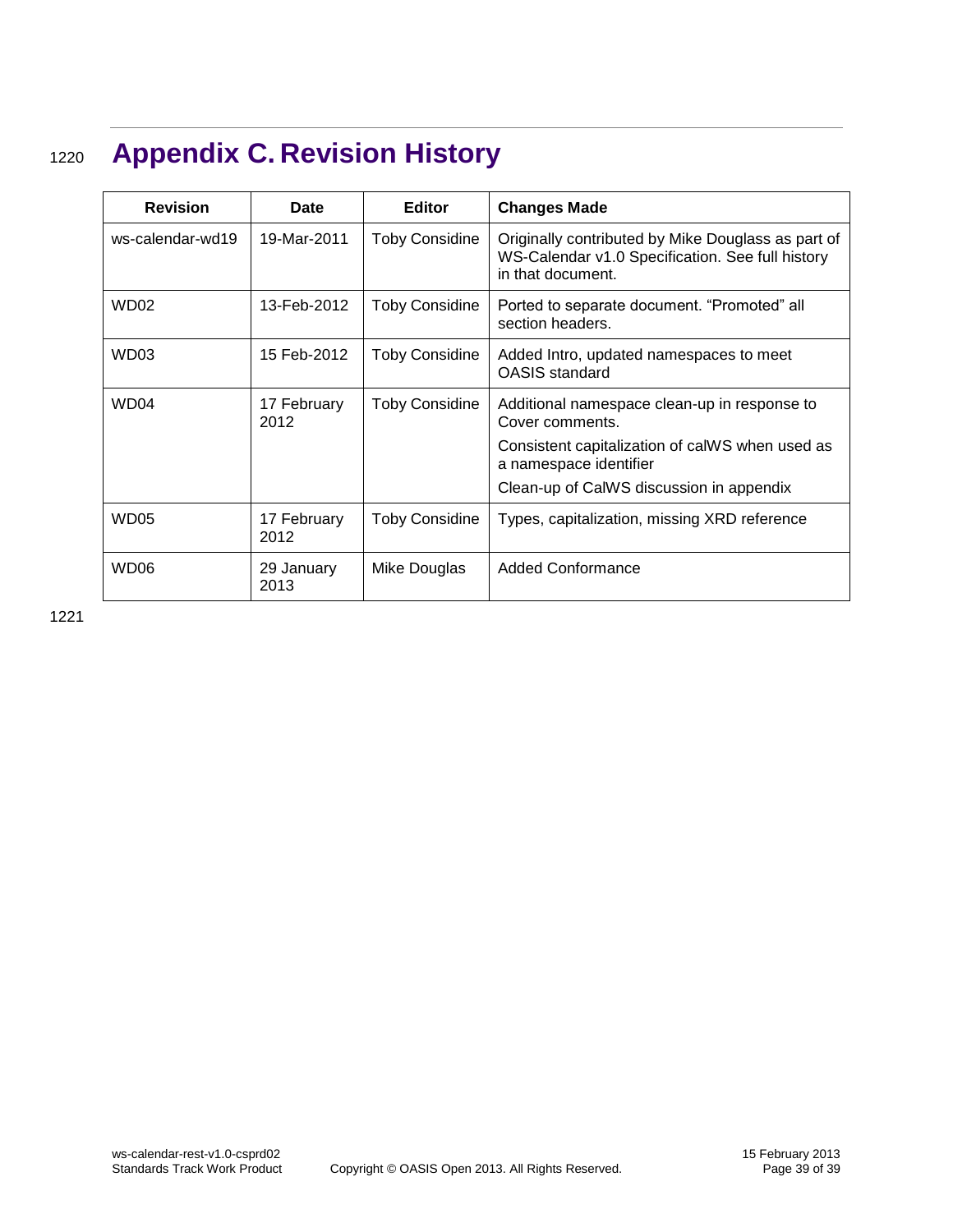# Appendix C. Revision History

| Revision | Date | Editor | Changes Made |
|---|---|---|---|
| ws-calendar-wd19 | 19-Mar-2011 | Toby Considine | Originally contributed by Mike Douglass as part of WS-Calendar v1.0 Specification. See full history in that document. |
| WD02 | 13-Feb-2012 | Toby Considine | Ported to separate document. “Promoted” all section headers. |
| WD03 | 15 Feb-2012 | Toby Considine | Added Intro, updated namespaces to meet OASIS standard |
| WD04 | 17 February 2012 | Toby Considine | Additional namespace clean-up in response to Cover comments.<br>Consistent capitalization of calWS when used as a namespace identifier<br>Clean-up of CalWS discussion in appendix |
| WD05 | 17 February 2012 | Toby Considine | Types, capitalization, missing XRD reference |
| WD06 | 29 January 2013 | Mike Douglas | Added Conformance |